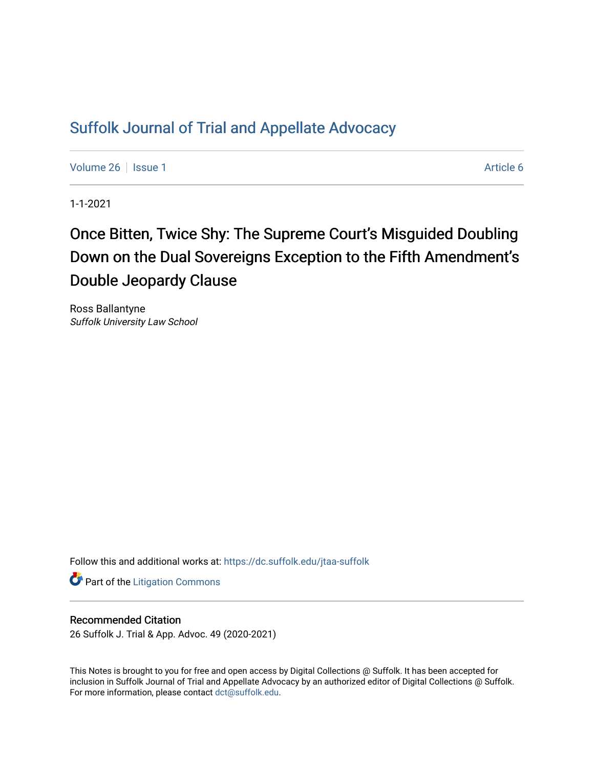# Suffolk Journal of Trial and Appellate Advocacy

Volume 26 | Issue 1 | Article 6

1-1-2021

## Once Bitten, Twice Shy: The Supreme Court's Misguided Doubling Down on the Dual Sovereigns Exception to the Fifth Amendment's Double Jeopardy Clause

Ross Ballantyne
*Suffolk University Law School*

Follow this and additional works at: https://dc.suffolk.edu/jtaa-suffolk

Part of the Litigation Commons

### Recommended Citation

26 Suffolk J. Trial & App. Advoc. 49 (2020-2021)

This Notes is brought to you for free and open access by Digital Collections @ Suffolk. It has been accepted for inclusion in Suffolk Journal of Trial and Appellate Advocacy by an authorized editor of Digital Collections @ Suffolk. For more information, please contact dct@suffolk.edu.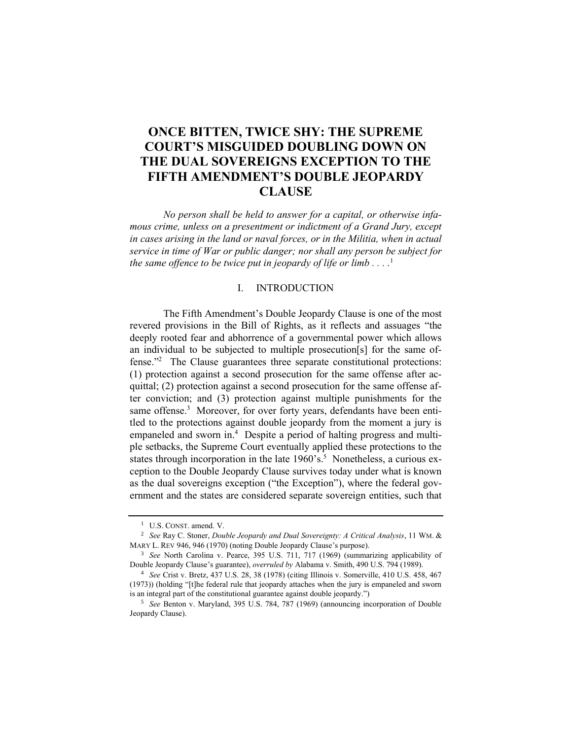# ONCE BITTEN, TWICE SHY: THE SUPREME COURT'S MISGUIDED DOUBLING DOWN ON THE DUAL SOVEREIGNS EXCEPTION TO THE FIFTH AMENDMENT'S DOUBLE JEOPARDY CLAUSE

*No person shall be held to answer for a capital, or otherwise infamous crime, unless on a presentment or indictment of a Grand Jury, except in cases arising in the land or naval forces, or in the Militia, when in actual service in time of War or public danger; nor shall any person be subject for the same offence to be twice put in jeopardy of life or limb . . . .*[1]

## I. INTRODUCTION

The Fifth Amendment's Double Jeopardy Clause is one of the most revered provisions in the Bill of Rights, as it reflects and assuages "the deeply rooted fear and abhorrence of a governmental power which allows an individual to be subjected to multiple prosecution[s] for the same offense."[2] The Clause guarantees three separate constitutional protections: (1) protection against a second prosecution for the same offense after acquittal; (2) protection against a second prosecution for the same offense after conviction; and (3) protection against multiple punishments for the same offense.[3] Moreover, for over forty years, defendants have been entitled to the protections against double jeopardy from the moment a jury is empaneled and sworn in.[4] Despite a period of halting progress and multiple setbacks, the Supreme Court eventually applied these protections to the states through incorporation in the late 1960's.[5] Nonetheless, a curious exception to the Double Jeopardy Clause survives today under what is known as the dual sovereigns exception ("the Exception"), where the federal government and the states are considered separate sovereign entities, such that

---

[1] U.S. CONST. amend. V.

[2] *See* Ray C. Stoner, *Double Jeopardy and Dual Sovereignty: A Critical Analysis*, 11 WM. & MARY L. REV 946, 946 (1970) (noting Double Jeopardy Clause's purpose).

[3] *See* North Carolina v. Pearce, 395 U.S. 711, 717 (1969) (summarizing applicability of Double Jeopardy Clause's guarantee), *overruled by* Alabama v. Smith, 490 U.S. 794 (1989).

[4] *See* Crist v. Bretz, 437 U.S. 28, 38 (1978) (citing Illinois v. Somerville, 410 U.S. 458, 467 (1973)) (holding "[t]he federal rule that jeopardy attaches when the jury is empaneled and sworn is an integral part of the constitutional guarantee against double jeopardy.")

[5] *See* Benton v. Maryland, 395 U.S. 784, 787 (1969) (announcing incorporation of Double Jeopardy Clause).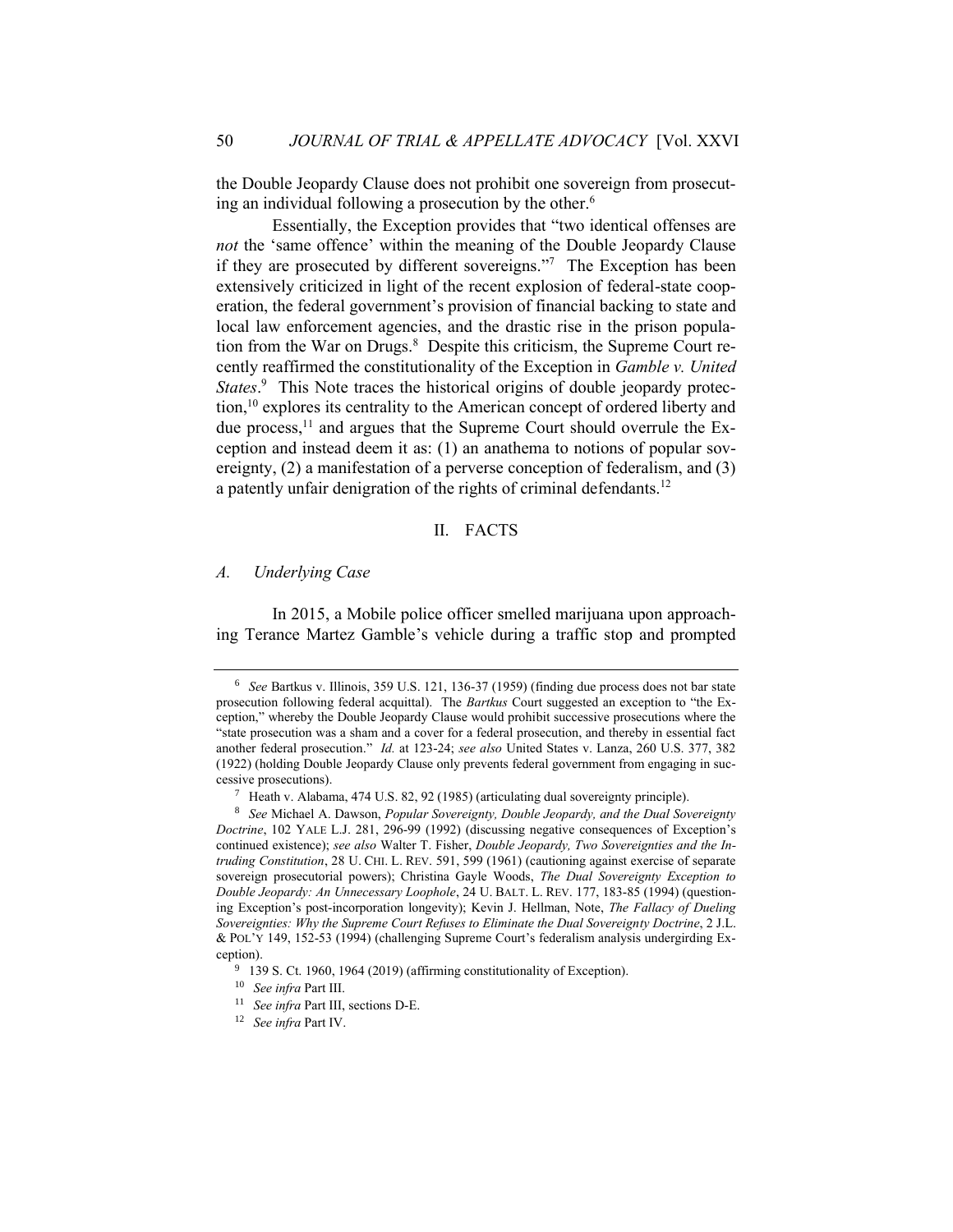the Double Jeopardy Clause does not prohibit one sovereign from prosecuting an individual following a prosecution by the other.[6]

Essentially, the Exception provides that "two identical offenses are *not* the 'same offence' within the meaning of the Double Jeopardy Clause if they are prosecuted by different sovereigns."[7] The Exception has been extensively criticized in light of the recent explosion of federal-state cooperation, the federal government's provision of financial backing to state and local law enforcement agencies, and the drastic rise in the prison population from the War on Drugs.[8] Despite this criticism, the Supreme Court recently reaffirmed the constitutionality of the Exception in *Gamble v. United States*.[9] This Note traces the historical origins of double jeopardy protection,[10] explores its centrality to the American concept of ordered liberty and due process,[11] and argues that the Supreme Court should overrule the Exception and instead deem it as: (1) an anathema to notions of popular sovereignty, (2) a manifestation of a perverse conception of federalism, and (3) a patently unfair denigration of the rights of criminal defendants.[12]

## II. FACTS

### *A. Underlying Case*

In 2015, a Mobile police officer smelled marijuana upon approaching Terance Martez Gamble's vehicle during a traffic stop and prompted

---

[6] *See* Bartkus v. Illinois, 359 U.S. 121, 136-37 (1959) (finding due process does not bar state prosecution following federal acquittal). The *Bartkus* Court suggested an exception to "the Exception," whereby the Double Jeopardy Clause would prohibit successive prosecutions where the "state prosecution was a sham and a cover for a federal prosecution, and thereby in essential fact another federal prosecution." *Id.* at 123-24; *see also* United States v. Lanza, 260 U.S. 377, 382 (1922) (holding Double Jeopardy Clause only prevents federal government from engaging in successive prosecutions).

[7] Heath v. Alabama, 474 U.S. 82, 92 (1985) (articulating dual sovereignty principle).

[8] *See* Michael A. Dawson, *Popular Sovereignty, Double Jeopardy, and the Dual Sovereignty Doctrine*, 102 YALE L.J. 281, 296-99 (1992) (discussing negative consequences of Exception's continued existence); *see also* Walter T. Fisher, *Double Jeopardy, Two Sovereignties and the Intruding Constitution*, 28 U. CHI. L. REV. 591, 599 (1961) (cautioning against exercise of separate sovereign prosecutorial powers); Christina Gayle Woods, *The Dual Sovereignty Exception to Double Jeopardy: An Unnecessary Loophole*, 24 U. BALT. L. REV. 177, 183-85 (1994) (questioning Exception's post-incorporation longevity); Kevin J. Hellman, Note, *The Fallacy of Dueling Sovereignties: Why the Supreme Court Refuses to Eliminate the Dual Sovereignty Doctrine*, 2 J.L. & POL'Y 149, 152-53 (1994) (challenging Supreme Court's federalism analysis undergirding Exception).

[9] 139 S. Ct. 1960, 1964 (2019) (affirming constitutionality of Exception).

[10] *See infra* Part III.

[11] *See infra* Part III, sections D-E.

[12] *See infra* Part IV.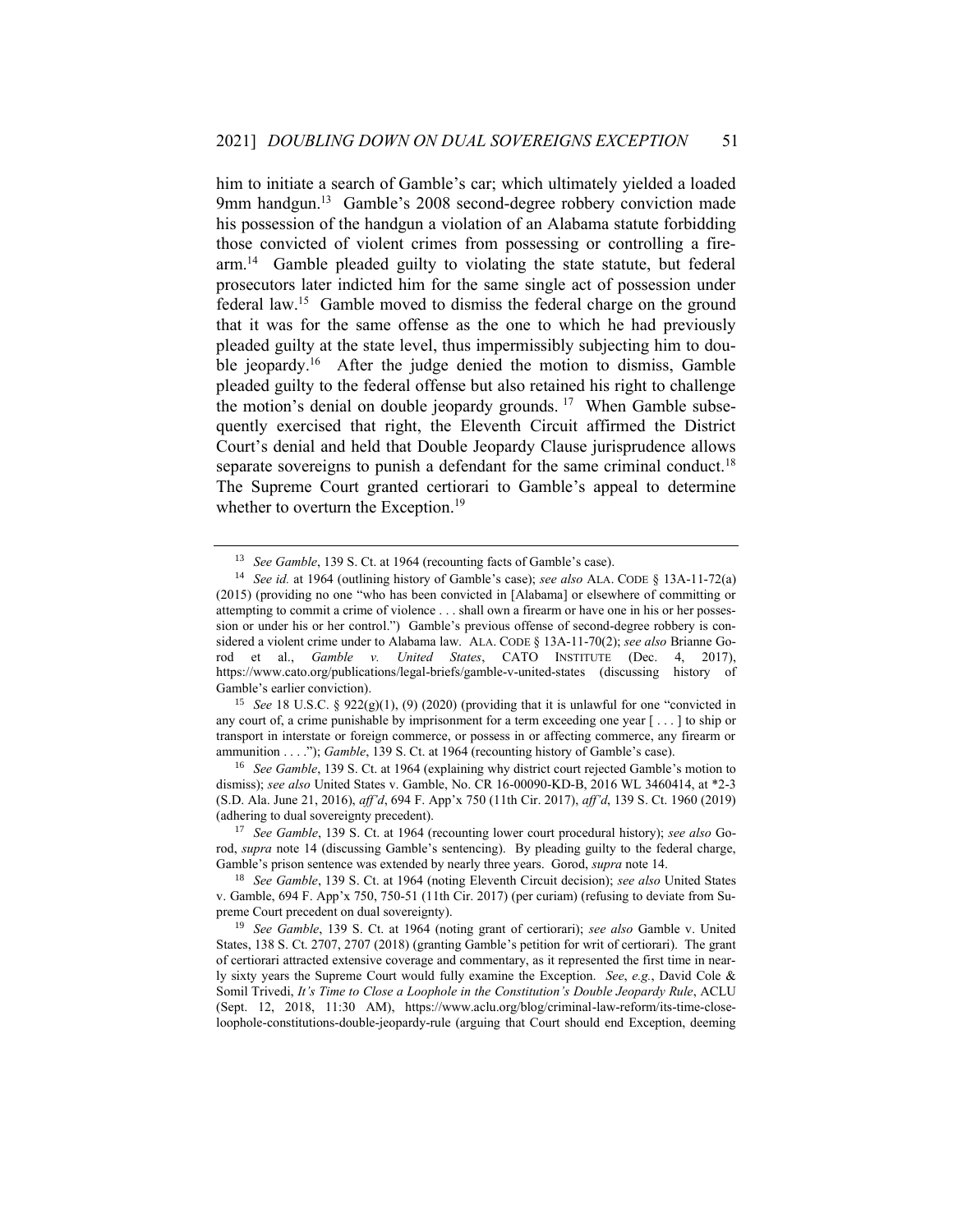him to initiate a search of Gamble's car; which ultimately yielded a loaded 9mm handgun.[13] Gamble's 2008 second-degree robbery conviction made his possession of the handgun a violation of an Alabama statute forbidding those convicted of violent crimes from possessing or controlling a firearm.[14] Gamble pleaded guilty to violating the state statute, but federal prosecutors later indicted him for the same single act of possession under federal law.[15] Gamble moved to dismiss the federal charge on the ground that it was for the same offense as the one to which he had previously pleaded guilty at the state level, thus impermissibly subjecting him to double jeopardy.[16] After the judge denied the motion to dismiss, Gamble pleaded guilty to the federal offense but also retained his right to challenge the motion's denial on double jeopardy grounds.[17] When Gamble subsequently exercised that right, the Eleventh Circuit affirmed the District Court's denial and held that Double Jeopardy Clause jurisprudence allows separate sovereigns to punish a defendant for the same criminal conduct.[18] The Supreme Court granted certiorari to Gamble's appeal to determine whether to overturn the Exception.[19]

---

[13] *See Gamble*, 139 S. Ct. at 1964 (recounting facts of Gamble's case).

[14] *See id.* at 1964 (outlining history of Gamble's case); *see also* ALA. CODE § 13A-11-72(a) (2015) (providing no one "who has been convicted in [Alabama] or elsewhere of committing or attempting to commit a crime of violence . . . shall own a firearm or have one in his or her possession or under his or her control.") Gamble's previous offense of second-degree robbery is considered a violent crime under to Alabama law. ALA. CODE § 13A-11-70(2); *see also* Brianne Gorod et al., *Gamble v. United States*, CATO INSTITUTE (Dec. 4, 2017), https://www.cato.org/publications/legal-briefs/gamble-v-united-states (discussing history of Gamble's earlier conviction).

[15] *See* 18 U.S.C. § 922(g)(1), (9) (2020) (providing that it is unlawful for one "convicted in any court of, a crime punishable by imprisonment for a term exceeding one year [ . . . ] to ship or transport in interstate or foreign commerce, or possess in or affecting commerce, any firearm or ammunition . . . ."); *Gamble*, 139 S. Ct. at 1964 (recounting history of Gamble's case).

[16] *See Gamble*, 139 S. Ct. at 1964 (explaining why district court rejected Gamble's motion to dismiss); *see also* United States v. Gamble, No. CR 16-00090-KD-B, 2016 WL 3460414, at *2-3 (S.D. Ala. June 21, 2016), *aff'd*, 694 F. App'x 750 (11th Cir. 2017), *aff'd*, 139 S. Ct. 1960 (2019) (adhering to dual sovereignty precedent).

[17] *See Gamble*, 139 S. Ct. at 1964 (recounting lower court procedural history); *see also* Gorod, *supra* note 14 (discussing Gamble's sentencing). By pleading guilty to the federal charge, Gamble's prison sentence was extended by nearly three years. Gorod, *supra* note 14.

[18] *See Gamble*, 139 S. Ct. at 1964 (noting Eleventh Circuit decision); *see also* United States v. Gamble, 694 F. App'x 750, 750-51 (11th Cir. 2017) (per curiam) (refusing to deviate from Supreme Court precedent on dual sovereignty).

[19] *See Gamble*, 139 S. Ct. at 1964 (noting grant of certiorari); *see also* Gamble v. United States, 138 S. Ct. 2707, 2707 (2018) (granting Gamble's petition for writ of certiorari). The grant of certiorari attracted extensive coverage and commentary, as it represented the first time in nearly sixty years the Supreme Court would fully examine the Exception. *See*, *e.g.*, David Cole & Somil Trivedi, *It's Time to Close a Loophole in the Constitution's Double Jeopardy Rule*, ACLU (Sept. 12, 2018, 11:30 AM), https://www.aclu.org/blog/criminal-law-reform/its-time-close-loophole-constitutions-double-jeopardy-rule (arguing that Court should end Exception, deeming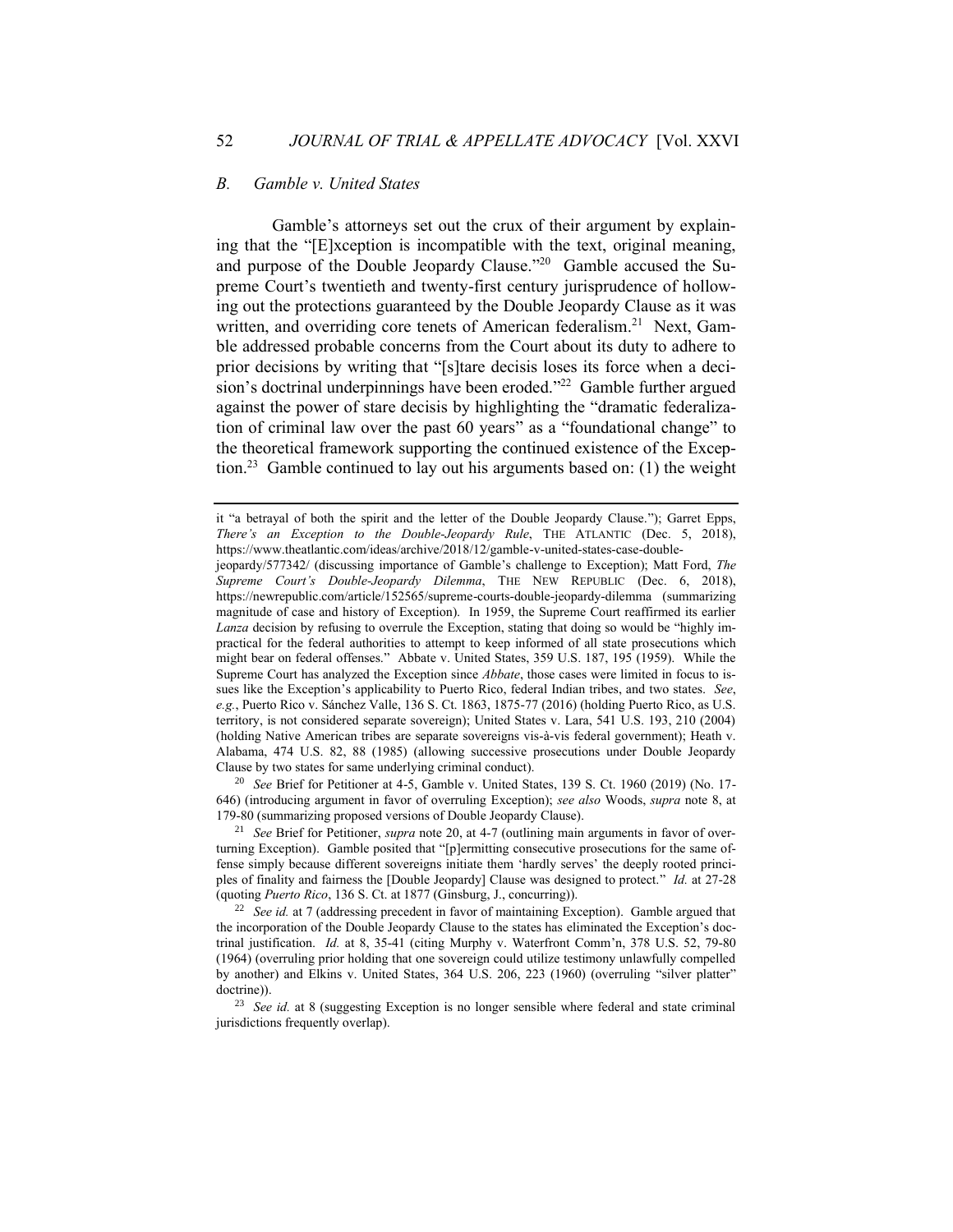### *B. Gamble v. United States*

Gamble's attorneys set out the crux of their argument by explaining that the "[E]xception is incompatible with the text, original meaning, and purpose of the Double Jeopardy Clause."[20] Gamble accused the Supreme Court's twentieth and twenty-first century jurisprudence of hollowing out the protections guaranteed by the Double Jeopardy Clause as it was written, and overriding core tenets of American federalism.[21] Next, Gamble addressed probable concerns from the Court about its duty to adhere to prior decisions by writing that "[s]tare decisis loses its force when a decision's doctrinal underpinnings have been eroded."[22] Gamble further argued against the power of stare decisis by highlighting the "dramatic federalization of criminal law over the past 60 years" as a "foundational change" to the theoretical framework supporting the continued existence of the Exception.[23] Gamble continued to lay out his arguments based on: (1) the weight

---

it "a betrayal of both the spirit and the letter of the Double Jeopardy Clause."); Garret Epps, *There's an Exception to the Double-Jeopardy Rule*, THE ATLANTIC (Dec. 5, 2018), https://www.theatlantic.com/ideas/archive/2018/12/gamble-v-united-states-case-double-jeopardy/577342/ (discussing importance of Gamble's challenge to Exception); Matt Ford, *The Supreme Court's Double-Jeopardy Dilemma*, THE NEW REPUBLIC (Dec. 6, 2018), https://newrepublic.com/article/152565/supreme-courts-double-jeopardy-dilemma (summarizing magnitude of case and history of Exception). In 1959, the Supreme Court reaffirmed its earlier *Lanza* decision by refusing to overrule the Exception, stating that doing so would be "highly impractical for the federal authorities to attempt to keep informed of all state prosecutions which might bear on federal offenses." Abbate v. United States, 359 U.S. 187, 195 (1959). While the Supreme Court has analyzed the Exception since *Abbate*, those cases were limited in focus to issues like the Exception's applicability to Puerto Rico, federal Indian tribes, and two states. *See*, *e.g.*, Puerto Rico v. Sánchez Valle, 136 S. Ct. 1863, 1875-77 (2016) (holding Puerto Rico, as U.S. territory, is not considered separate sovereign); United States v. Lara, 541 U.S. 193, 210 (2004) (holding Native American tribes are separate sovereigns vis-à-vis federal government); Heath v. Alabama, 474 U.S. 82, 88 (1985) (allowing successive prosecutions under Double Jeopardy Clause by two states for same underlying criminal conduct).

[20] *See* Brief for Petitioner at 4-5, Gamble v. United States, 139 S. Ct. 1960 (2019) (No. 17-646) (introducing argument in favor of overruling Exception); *see also* Woods, *supra* note 8, at 179-80 (summarizing proposed versions of Double Jeopardy Clause).

[21] *See* Brief for Petitioner, *supra* note 20, at 4-7 (outlining main arguments in favor of overturning Exception). Gamble posited that "[p]ermitting consecutive prosecutions for the same offense simply because different sovereigns initiate them 'hardly serves' the deeply rooted principles of finality and fairness the [Double Jeopardy] Clause was designed to protect." *Id.* at 27-28 (quoting *Puerto Rico*, 136 S. Ct. at 1877 (Ginsburg, J., concurring)).

[22] *See id.* at 7 (addressing precedent in favor of maintaining Exception). Gamble argued that the incorporation of the Double Jeopardy Clause to the states has eliminated the Exception's doctrinal justification. *Id.* at 8, 35-41 (citing Murphy v. Waterfront Comm'n, 378 U.S. 52, 79-80 (1964) (overruling prior holding that one sovereign could utilize testimony unlawfully compelled by another) and Elkins v. United States, 364 U.S. 206, 223 (1960) (overruling "silver platter" doctrine)).

[23] *See id.* at 8 (suggesting Exception is no longer sensible where federal and state criminal jurisdictions frequently overlap).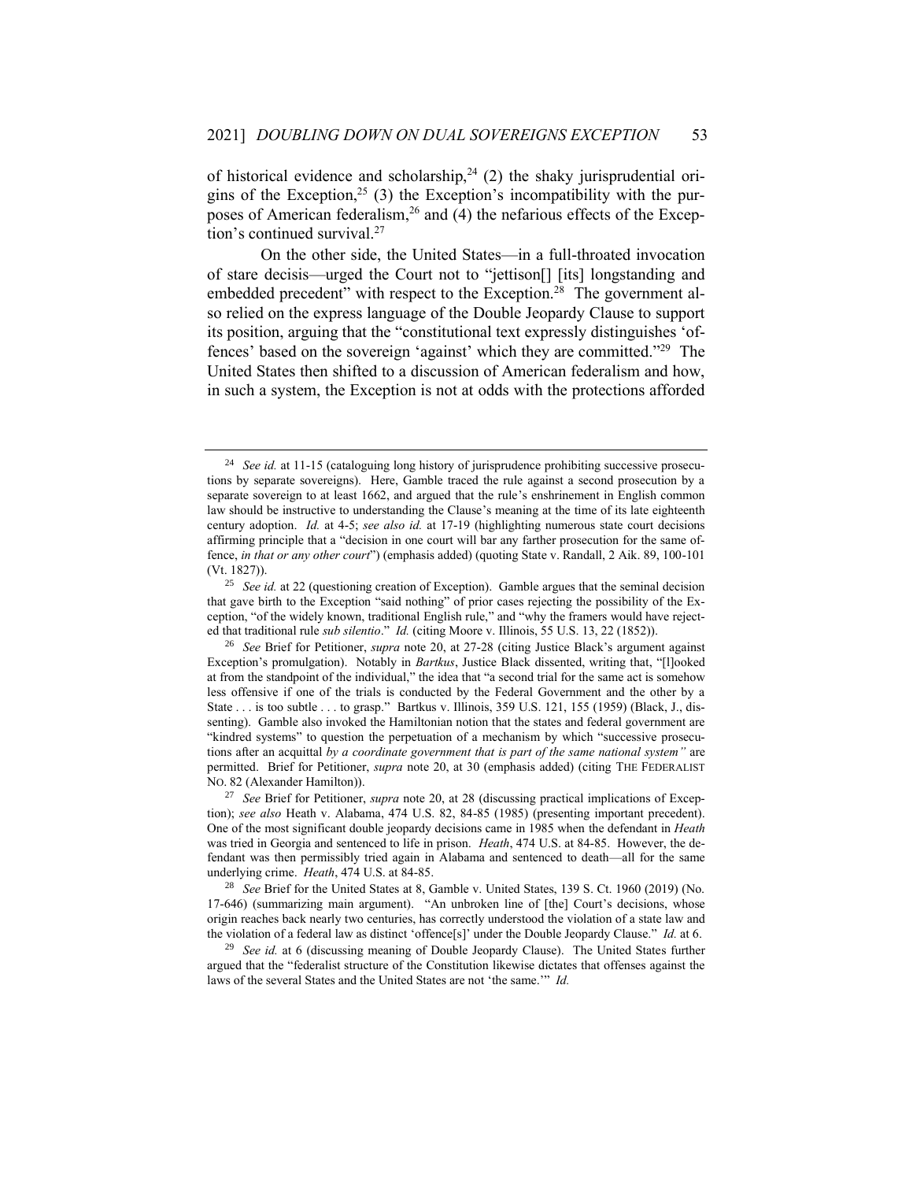of historical evidence and scholarship,[24] (2) the shaky jurisprudential origins of the Exception,[25] (3) the Exception's incompatibility with the purposes of American federalism,[26] and (4) the nefarious effects of the Exception's continued survival.[27]

On the other side, the United States—in a full-throated invocation of stare decisis—urged the Court not to "jettison[] [its] longstanding and embedded precedent" with respect to the Exception.[28] The government also relied on the express language of the Double Jeopardy Clause to support its position, arguing that the "constitutional text expressly distinguishes 'offences' based on the sovereign 'against' which they are committed."[29] The United States then shifted to a discussion of American federalism and how, in such a system, the Exception is not at odds with the protections afforded

---

[24] *See id.* at 11-15 (cataloguing long history of jurisprudence prohibiting successive prosecutions by separate sovereigns). Here, Gamble traced the rule against a second prosecution by a separate sovereign to at least 1662, and argued that the rule's enshrinement in English common law should be instructive to understanding the Clause's meaning at the time of its late eighteenth century adoption. *Id.* at 4-5; *see also id.* at 17-19 (highlighting numerous state court decisions affirming principle that a "decision in one court will bar any farther prosecution for the same offence, *in that or any other court*") (emphasis added) (quoting State v. Randall, 2 Aik. 89, 100-101 (Vt. 1827)).

[25] *See id.* at 22 (questioning creation of Exception). Gamble argues that the seminal decision that gave birth to the Exception "said nothing" of prior cases rejecting the possibility of the Exception, "of the widely known, traditional English rule," and "why the framers would have rejected that traditional rule *sub silentio*." *Id.* (citing Moore v. Illinois, 55 U.S. 13, 22 (1852)).

[26] *See* Brief for Petitioner, *supra* note 20, at 27-28 (citing Justice Black's argument against Exception's promulgation). Notably in *Bartkus*, Justice Black dissented, writing that, "[l]ooked at from the standpoint of the individual," the idea that "a second trial for the same act is somehow less offensive if one of the trials is conducted by the Federal Government and the other by a State . . . is too subtle . . . to grasp." Bartkus v. Illinois, 359 U.S. 121, 155 (1959) (Black, J., dissenting). Gamble also invoked the Hamiltonian notion that the states and federal government are "kindred systems" to question the perpetuation of a mechanism by which "successive prosecutions after an acquittal *by a coordinate government that is part of the same national system"* are permitted. Brief for Petitioner, *supra* note 20, at 30 (emphasis added) (citing THE FEDERALIST NO. 82 (Alexander Hamilton)).

[27] *See* Brief for Petitioner, *supra* note 20, at 28 (discussing practical implications of Exception); *see also* Heath v. Alabama, 474 U.S. 82, 84-85 (1985) (presenting important precedent). One of the most significant double jeopardy decisions came in 1985 when the defendant in *Heath* was tried in Georgia and sentenced to life in prison. *Heath*, 474 U.S. at 84-85. However, the defendant was then permissibly tried again in Alabama and sentenced to death—all for the same underlying crime. *Heath*, 474 U.S. at 84-85.

[28] *See* Brief for the United States at 8, Gamble v. United States, 139 S. Ct. 1960 (2019) (No. 17-646) (summarizing main argument). "An unbroken line of [the] Court's decisions, whose origin reaches back nearly two centuries, has correctly understood the violation of a state law and the violation of a federal law as distinct 'offence[s]' under the Double Jeopardy Clause." *Id.* at 6.

[29] *See id.* at 6 (discussing meaning of Double Jeopardy Clause). The United States further argued that the "federalist structure of the Constitution likewise dictates that offenses against the laws of the several States and the United States are not 'the same.'" *Id.*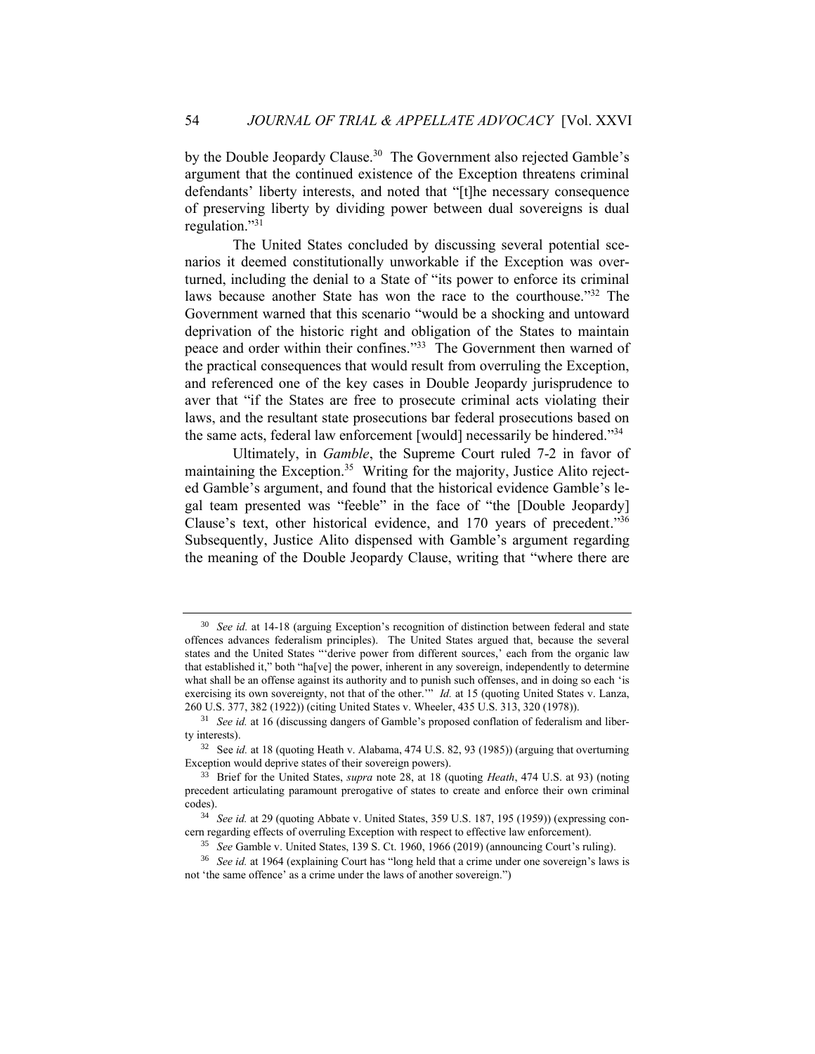by the Double Jeopardy Clause.[30] The Government also rejected Gamble's argument that the continued existence of the Exception threatens criminal defendants' liberty interests, and noted that "[t]he necessary consequence of preserving liberty by dividing power between dual sovereigns is dual regulation."[31]

The United States concluded by discussing several potential scenarios it deemed constitutionally unworkable if the Exception was overturned, including the denial to a State of "its power to enforce its criminal laws because another State has won the race to the courthouse."[32] The Government warned that this scenario "would be a shocking and untoward deprivation of the historic right and obligation of the States to maintain peace and order within their confines."[33] The Government then warned of the practical consequences that would result from overruling the Exception, and referenced one of the key cases in Double Jeopardy jurisprudence to aver that "if the States are free to prosecute criminal acts violating their laws, and the resultant state prosecutions bar federal prosecutions based on the same acts, federal law enforcement [would] necessarily be hindered."[34]

Ultimately, in *Gamble*, the Supreme Court ruled 7-2 in favor of maintaining the Exception.[35] Writing for the majority, Justice Alito rejected Gamble's argument, and found that the historical evidence Gamble's legal team presented was "feeble" in the face of "the [Double Jeopardy] Clause's text, other historical evidence, and 170 years of precedent."[36] Subsequently, Justice Alito dispensed with Gamble's argument regarding the meaning of the Double Jeopardy Clause, writing that "where there are

---

[30] *See id.* at 14-18 (arguing Exception's recognition of distinction between federal and state offences advances federalism principles). The United States argued that, because the several states and the United States "'derive power from different sources,' each from the organic law that established it," both "ha[ve] the power, inherent in any sovereign, independently to determine what shall be an offense against its authority and to punish such offenses, and in doing so each 'is exercising its own sovereignty, not that of the other.'" *Id.* at 15 (quoting United States v. Lanza, 260 U.S. 377, 382 (1922)) (citing United States v. Wheeler, 435 U.S. 313, 320 (1978)).

[31] *See id.* at 16 (discussing dangers of Gamble's proposed conflation of federalism and liberty interests).

[32] See *id.* at 18 (quoting Heath v. Alabama, 474 U.S. 82, 93 (1985)) (arguing that overturning Exception would deprive states of their sovereign powers).

[33] Brief for the United States, *supra* note 28, at 18 (quoting *Heath*, 474 U.S. at 93) (noting precedent articulating paramount prerogative of states to create and enforce their own criminal codes).

[34] *See id.* at 29 (quoting Abbate v. United States, 359 U.S. 187, 195 (1959)) (expressing concern regarding effects of overruling Exception with respect to effective law enforcement).

[35] *See* Gamble v. United States, 139 S. Ct. 1960, 1966 (2019) (announcing Court's ruling).

[36] *See id.* at 1964 (explaining Court has "long held that a crime under one sovereign's laws is not 'the same offence' as a crime under the laws of another sovereign.")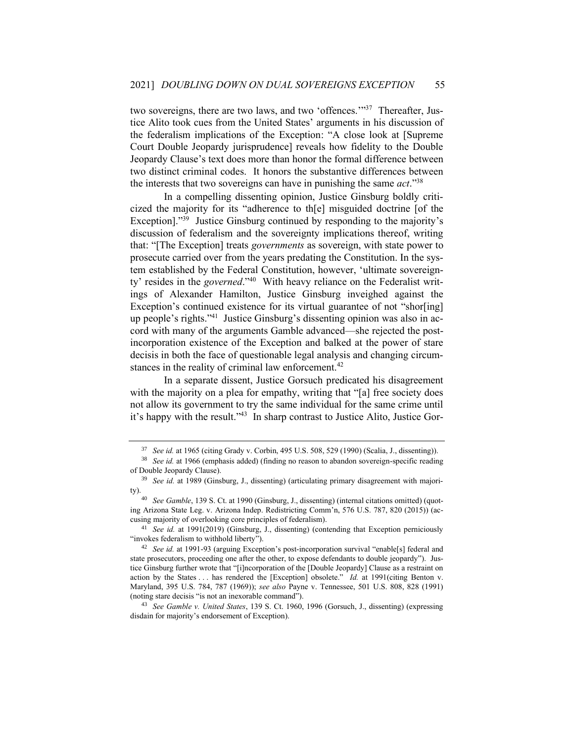two sovereigns, there are two laws, and two 'offences.'"[37] Thereafter, Justice Alito took cues from the United States' arguments in his discussion of the federalism implications of the Exception: "A close look at [Supreme Court Double Jeopardy jurisprudence] reveals how fidelity to the Double Jeopardy Clause's text does more than honor the formal difference between two distinct criminal codes. It honors the substantive differences between the interests that two sovereigns can have in punishing the same *act*."[38]

In a compelling dissenting opinion, Justice Ginsburg boldly criticized the majority for its "adherence to th[e] misguided doctrine [of the Exception]."[39] Justice Ginsburg continued by responding to the majority's discussion of federalism and the sovereignty implications thereof, writing that: "[The Exception] treats *governments* as sovereign, with state power to prosecute carried over from the years predating the Constitution. In the system established by the Federal Constitution, however, 'ultimate sovereignty' resides in the *governed*."[40] With heavy reliance on the Federalist writings of Alexander Hamilton, Justice Ginsburg inveighed against the Exception's continued existence for its virtual guarantee of not "shor[ing] up people's rights."[41] Justice Ginsburg's dissenting opinion was also in accord with many of the arguments Gamble advanced—she rejected the post-incorporation existence of the Exception and balked at the power of stare decisis in both the face of questionable legal analysis and changing circumstances in the reality of criminal law enforcement.[42]

In a separate dissent, Justice Gorsuch predicated his disagreement with the majority on a plea for empathy, writing that "[a] free society does not allow its government to try the same individual for the same crime until it's happy with the result."[43] In sharp contrast to Justice Alito, Justice Gor-

---

[37] *See id.* at 1965 (citing Grady v. Corbin, 495 U.S. 508, 529 (1990) (Scalia, J., dissenting)).

[38] *See id.* at 1966 (emphasis added) (finding no reason to abandon sovereign-specific reading of Double Jeopardy Clause).

[39] *See id.* at 1989 (Ginsburg, J., dissenting) (articulating primary disagreement with majority).

[40] *See Gamble*, 139 S. Ct. at 1990 (Ginsburg, J., dissenting) (internal citations omitted) (quoting Arizona State Leg. v. Arizona Indep. Redistricting Comm'n, 576 U.S. 787, 820 (2015)) (accusing majority of overlooking core principles of federalism).

[41] *See id.* at 1991(2019) (Ginsburg, J., dissenting) (contending that Exception perniciously "invokes federalism to withhold liberty").

[42] *See id.* at 1991-93 (arguing Exception's post-incorporation survival "enable[s] federal and state prosecutors, proceeding one after the other, to expose defendants to double jeopardy"). Justice Ginsburg further wrote that "[i]ncorporation of the [Double Jeopardy] Clause as a restraint on action by the States . . . has rendered the [Exception] obsolete." *Id.* at 1991(citing Benton v. Maryland, 395 U.S. 784, 787 (1969)); *see also* Payne v. Tennessee, 501 U.S. 808, 828 (1991) (noting stare decisis "is not an inexorable command").

[43] *See Gamble v. United States*, 139 S. Ct. 1960, 1996 (Gorsuch, J., dissenting) (expressing disdain for majority's endorsement of Exception).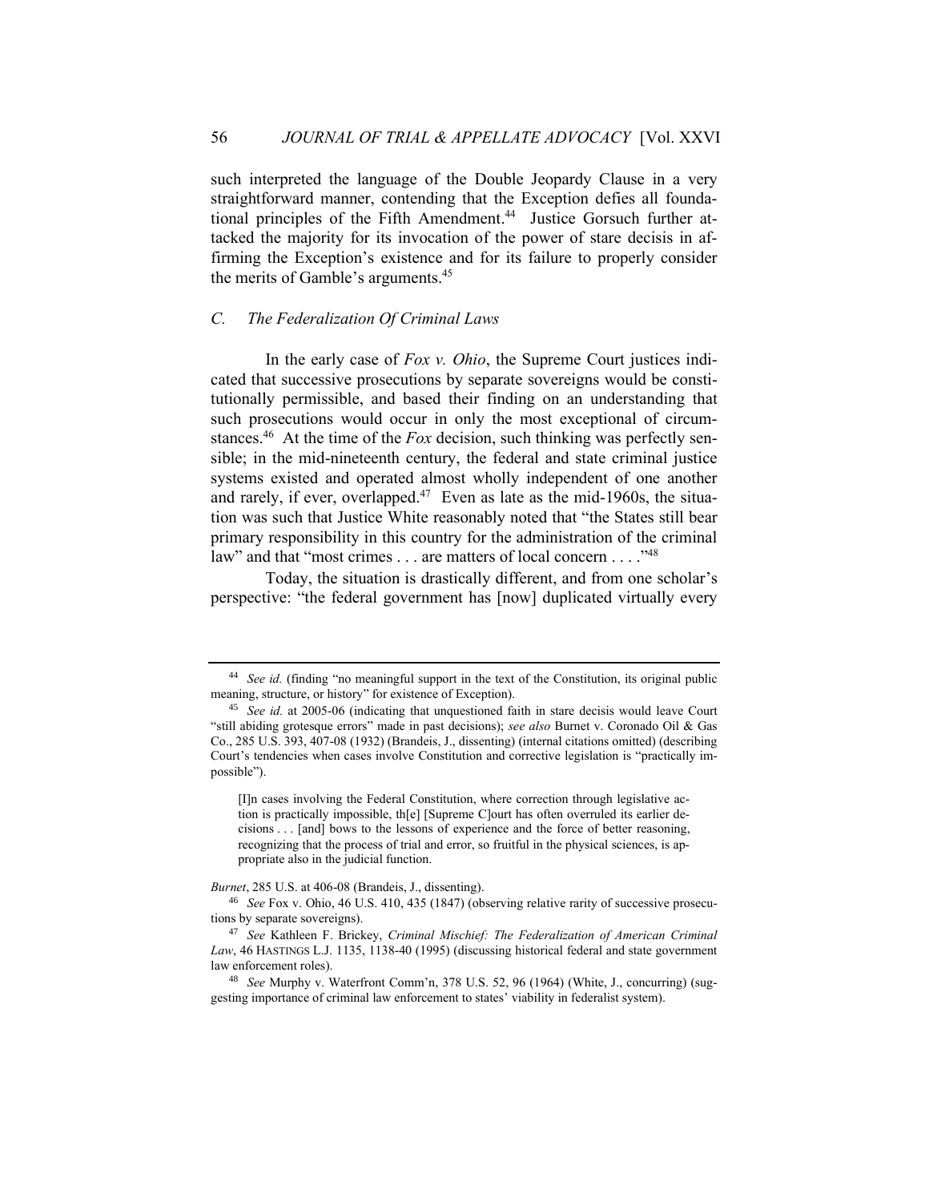such interpreted the language of the Double Jeopardy Clause in a very straightforward manner, contending that the Exception defies all foundational principles of the Fifth Amendment.[44] Justice Gorsuch further attacked the majority for its invocation of the power of stare decisis in affirming the Exception's existence and for its failure to properly consider the merits of Gamble's arguments.[45]

### *C. The Federalization Of Criminal Laws*

In the early case of *Fox v. Ohio*, the Supreme Court justices indicated that successive prosecutions by separate sovereigns would be constitutionally permissible, and based their finding on an understanding that such prosecutions would occur in only the most exceptional of circumstances.[46] At the time of the *Fox* decision, such thinking was perfectly sensible; in the mid-nineteenth century, the federal and state criminal justice systems existed and operated almost wholly independent of one another and rarely, if ever, overlapped.[47] Even as late as the mid-1960s, the situation was such that Justice White reasonably noted that "the States still bear primary responsibility in this country for the administration of the criminal law" and that "most crimes . . . are matters of local concern . . . ."[48]

Today, the situation is drastically different, and from one scholar's perspective: "the federal government has [now] duplicated virtually every

---

[44] *See id.* (finding "no meaningful support in the text of the Constitution, its original public meaning, structure, or history" for existence of Exception).

[45] *See id.* at 2005-06 (indicating that unquestioned faith in stare decisis would leave Court "still abiding grotesque errors" made in past decisions); *see also* Burnet v. Coronado Oil & Gas Co., 285 U.S. 393, 407-08 (1932) (Brandeis, J., dissenting) (internal citations omitted) (describing Court's tendencies when cases involve Constitution and corrective legislation is "practically impossible").

> [I]n cases involving the Federal Constitution, where correction through legislative action is practically impossible, th[e] [Supreme C]ourt has often overruled its earlier decisions . . . [and] bows to the lessons of experience and the force of better reasoning, recognizing that the process of trial and error, so fruitful in the physical sciences, is appropriate also in the judicial function.

*Burnet*, 285 U.S. at 406-08 (Brandeis, J., dissenting).

[46] *See* Fox v. Ohio, 46 U.S. 410, 435 (1847) (observing relative rarity of successive prosecutions by separate sovereigns).

[47] *See* Kathleen F. Brickey, *Criminal Mischief: The Federalization of American Criminal Law*, 46 HASTINGS L.J. 1135, 1138-40 (1995) (discussing historical federal and state government law enforcement roles).

[48] *See* Murphy v. Waterfront Comm'n, 378 U.S. 52, 96 (1964) (White, J., concurring) (suggesting importance of criminal law enforcement to states' viability in federalist system).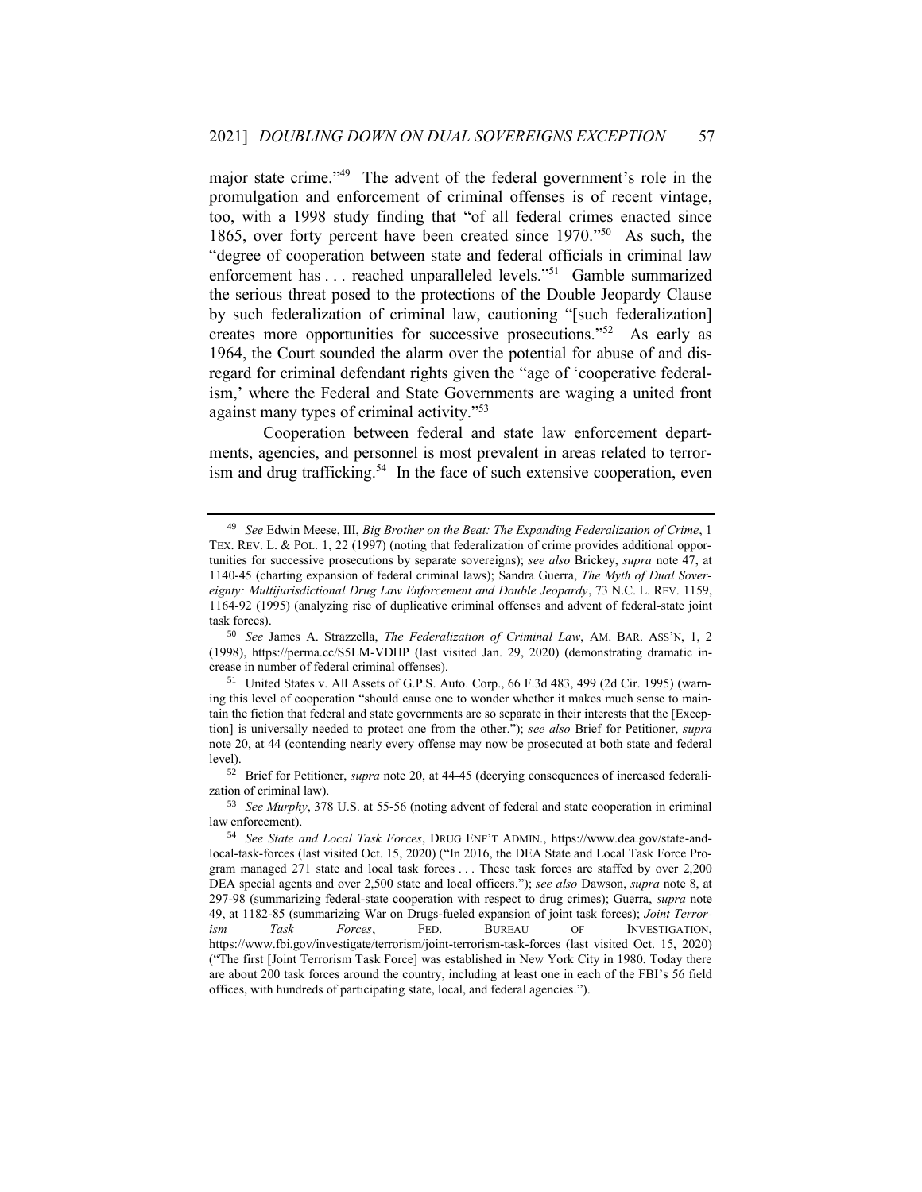major state crime."[49] The advent of the federal government's role in the promulgation and enforcement of criminal offenses is of recent vintage, too, with a 1998 study finding that "of all federal crimes enacted since 1865, over forty percent have been created since 1970."[50] As such, the "degree of cooperation between state and federal officials in criminal law enforcement has . . . reached unparalleled levels."[51] Gamble summarized the serious threat posed to the protections of the Double Jeopardy Clause by such federalization of criminal law, cautioning "[such federalization] creates more opportunities for successive prosecutions."[52] As early as 1964, the Court sounded the alarm over the potential for abuse of and disregard for criminal defendant rights given the "age of 'cooperative federalism,' where the Federal and State Governments are waging a united front against many types of criminal activity."[53]

Cooperation between federal and state law enforcement departments, agencies, and personnel is most prevalent in areas related to terrorism and drug trafficking.[54] In the face of such extensive cooperation, even

---

[49] *See* Edwin Meese, III, *Big Brother on the Beat: The Expanding Federalization of Crime*, 1 TEX. REV. L. & POL. 1, 22 (1997) (noting that federalization of crime provides additional opportunities for successive prosecutions by separate sovereigns); *see also* Brickey, *supra* note 47, at 1140-45 (charting expansion of federal criminal laws); Sandra Guerra, *The Myth of Dual Sovereignty: Multijurisdictional Drug Law Enforcement and Double Jeopardy*, 73 N.C. L. REV. 1159, 1164-92 (1995) (analyzing rise of duplicative criminal offenses and advent of federal-state joint task forces).

[50] *See* James A. Strazzella, *The Federalization of Criminal Law*, AM. BAR. ASS'N, 1, 2 (1998), https://perma.cc/S5LM-VDHP (last visited Jan. 29, 2020) (demonstrating dramatic increase in number of federal criminal offenses).

[51] United States v. All Assets of G.P.S. Auto. Corp., 66 F.3d 483, 499 (2d Cir. 1995) (warning this level of cooperation "should cause one to wonder whether it makes much sense to maintain the fiction that federal and state governments are so separate in their interests that the [Exception] is universally needed to protect one from the other."); *see also* Brief for Petitioner, *supra* note 20, at 44 (contending nearly every offense may now be prosecuted at both state and federal level).

[52] Brief for Petitioner, *supra* note 20, at 44-45 (decrying consequences of increased federalization of criminal law).

[53] *See Murphy*, 378 U.S. at 55-56 (noting advent of federal and state cooperation in criminal law enforcement).

[54] *See State and Local Task Forces*, DRUG ENF'T ADMIN., https://www.dea.gov/state-and-local-task-forces (last visited Oct. 15, 2020) ("In 2016, the DEA State and Local Task Force Program managed 271 state and local task forces . . . These task forces are staffed by over 2,200 DEA special agents and over 2,500 state and local officers."); *see also* Dawson, *supra* note 8, at 297-98 (summarizing federal-state cooperation with respect to drug crimes); Guerra, *supra* note 49, at 1182-85 (summarizing War on Drugs-fueled expansion of joint task forces); *Joint Terrorism Task Forces*, FED. BUREAU OF INVESTIGATION, https://www.fbi.gov/investigate/terrorism/joint-terrorism-task-forces (last visited Oct. 15, 2020) ("The first [Joint Terrorism Task Force] was established in New York City in 1980. Today there are about 200 task forces around the country, including at least one in each of the FBI's 56 field offices, with hundreds of participating state, local, and federal agencies.").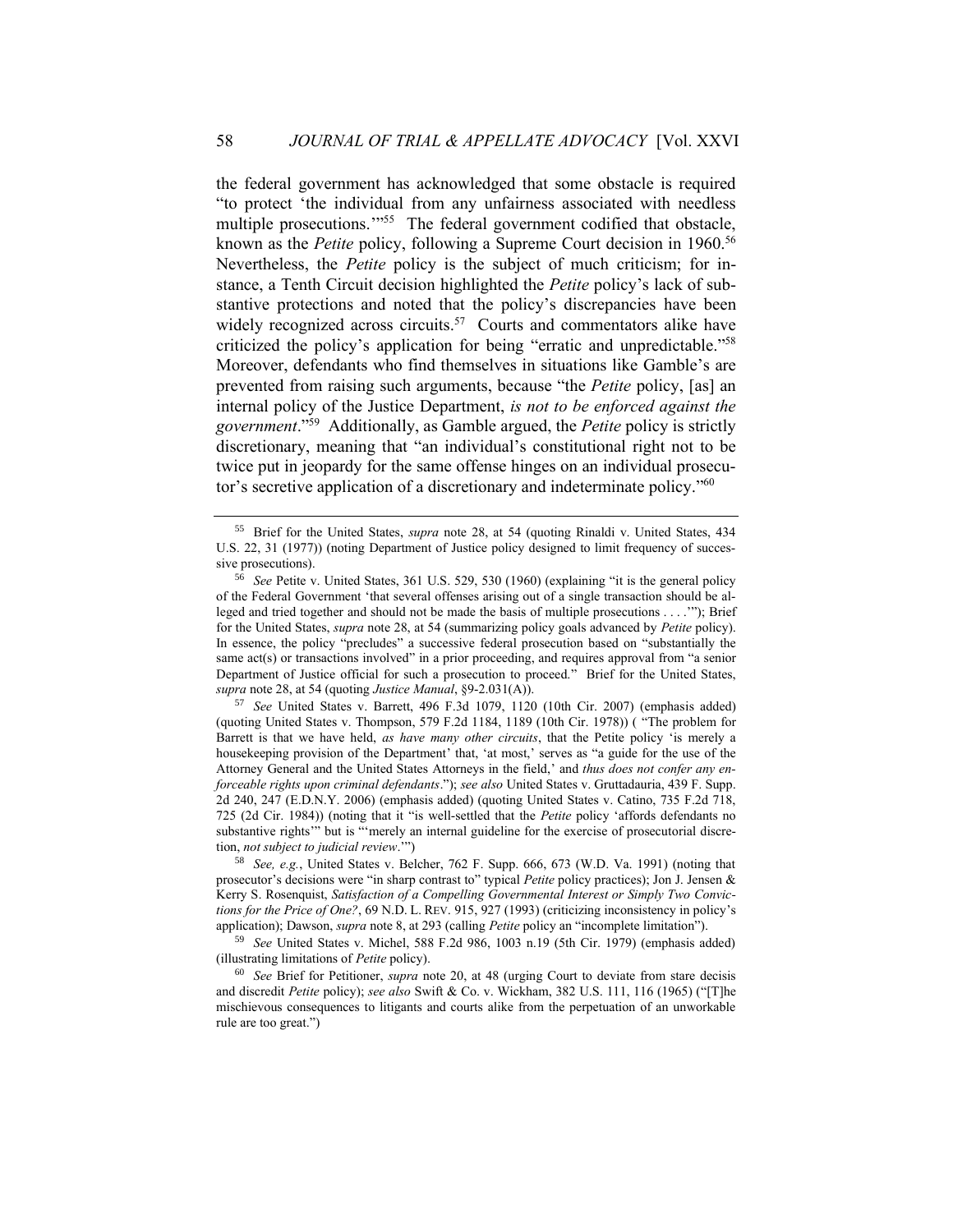the federal government has acknowledged that some obstacle is required "to protect 'the individual from any unfairness associated with needless multiple prosecutions.'"[55] The federal government codified that obstacle, known as the *Petite* policy, following a Supreme Court decision in 1960.[56] Nevertheless, the *Petite* policy is the subject of much criticism; for instance, a Tenth Circuit decision highlighted the *Petite* policy's lack of substantive protections and noted that the policy's discrepancies have been widely recognized across circuits.[57] Courts and commentators alike have criticized the policy's application for being "erratic and unpredictable."[58] Moreover, defendants who find themselves in situations like Gamble's are prevented from raising such arguments, because "the *Petite* policy, [as] an internal policy of the Justice Department, *is not to be enforced against the government*."[59] Additionally, as Gamble argued, the *Petite* policy is strictly discretionary, meaning that "an individual's constitutional right not to be twice put in jeopardy for the same offense hinges on an individual prosecutor's secretive application of a discretionary and indeterminate policy."[60]

---

[55] Brief for the United States, *supra* note 28, at 54 (quoting Rinaldi v. United States, 434 U.S. 22, 31 (1977)) (noting Department of Justice policy designed to limit frequency of successive prosecutions).

[56] *See* Petite v. United States, 361 U.S. 529, 530 (1960) (explaining "it is the general policy of the Federal Government 'that several offenses arising out of a single transaction should be alleged and tried together and should not be made the basis of multiple prosecutions . . . .'"); Brief for the United States, *supra* note 28, at 54 (summarizing policy goals advanced by *Petite* policy). In essence, the policy "precludes" a successive federal prosecution based on "substantially the same act(s) or transactions involved" in a prior proceeding, and requires approval from "a senior Department of Justice official for such a prosecution to proceed." Brief for the United States, *supra* note 28, at 54 (quoting *Justice Manual*, §9-2.031(A)).

[57] *See* United States v. Barrett, 496 F.3d 1079, 1120 (10th Cir. 2007) (emphasis added) (quoting United States v. Thompson, 579 F.2d 1184, 1189 (10th Cir. 1978)) ( "The problem for Barrett is that we have held, *as have many other circuits*, that the Petite policy 'is merely a housekeeping provision of the Department' that, 'at most,' serves as "a guide for the use of the Attorney General and the United States Attorneys in the field,' and *thus does not confer any enforceable rights upon criminal defendants*."); *see also* United States v. Gruttadauria, 439 F. Supp. 2d 240, 247 (E.D.N.Y. 2006) (emphasis added) (quoting United States v. Catino, 735 F.2d 718, 725 (2d Cir. 1984)) (noting that it "is well-settled that the *Petite* policy 'affords defendants no substantive rights'" but is "'merely an internal guideline for the exercise of prosecutorial discretion, *not subject to judicial review*.'")

[58] *See, e.g.*, United States v. Belcher, 762 F. Supp. 666, 673 (W.D. Va. 1991) (noting that prosecutor's decisions were "in sharp contrast to" typical *Petite* policy practices); Jon J. Jensen & Kerry S. Rosenquist, *Satisfaction of a Compelling Governmental Interest or Simply Two Convictions for the Price of One?*, 69 N.D. L. REV. 915, 927 (1993) (criticizing inconsistency in policy's application); Dawson, *supra* note 8, at 293 (calling *Petite* policy an "incomplete limitation").

[59] *See* United States v. Michel, 588 F.2d 986, 1003 n.19 (5th Cir. 1979) (emphasis added) (illustrating limitations of *Petite* policy).

[60] *See* Brief for Petitioner, *supra* note 20, at 48 (urging Court to deviate from stare decisis and discredit *Petite* policy); *see also* Swift & Co. v. Wickham, 382 U.S. 111, 116 (1965) ("[T]he mischievous consequences to litigants and courts alike from the perpetuation of an unworkable rule are too great.")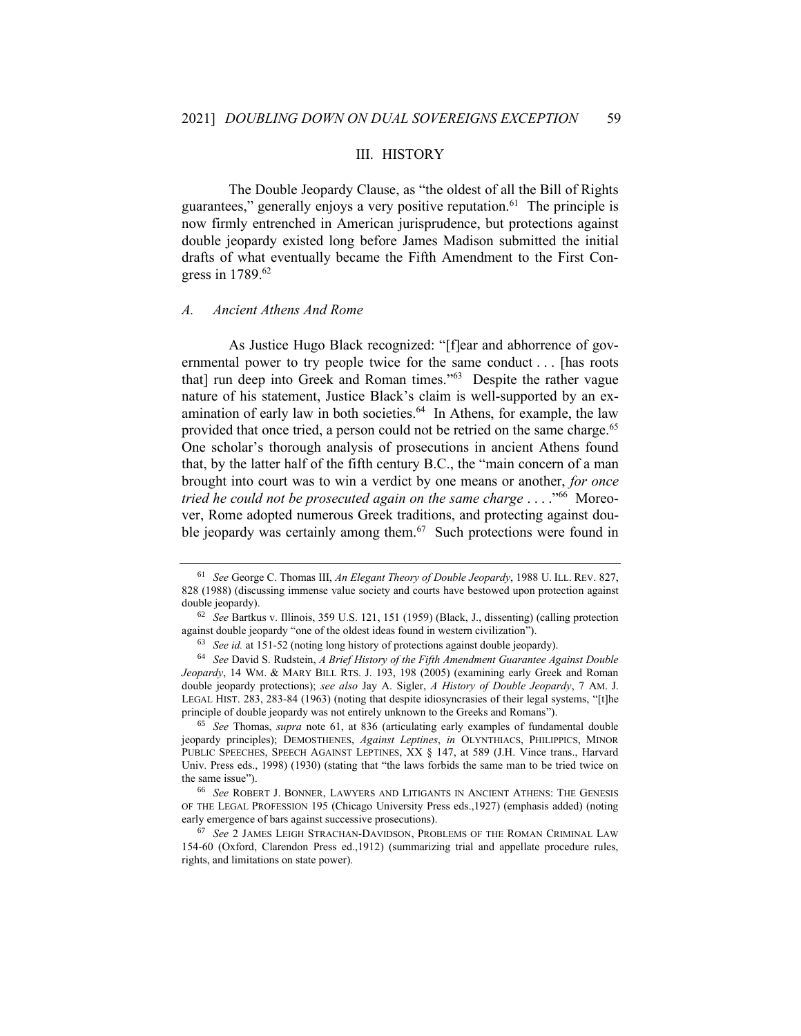## III. HISTORY

The Double Jeopardy Clause, as "the oldest of all the Bill of Rights guarantees," generally enjoys a very positive reputation.[61] The principle is now firmly entrenched in American jurisprudence, but protections against double jeopardy existed long before James Madison submitted the initial drafts of what eventually became the Fifth Amendment to the First Congress in 1789.[62]

### *A. Ancient Athens And Rome*

As Justice Hugo Black recognized: "[f]ear and abhorrence of governmental power to try people twice for the same conduct . . . [has roots that] run deep into Greek and Roman times."[63] Despite the rather vague nature of his statement, Justice Black's claim is well-supported by an examination of early law in both societies.[64] In Athens, for example, the law provided that once tried, a person could not be retried on the same charge.[65] One scholar's thorough analysis of prosecutions in ancient Athens found that, by the latter half of the fifth century B.C., the "main concern of a man brought into court was to win a verdict by one means or another, *for once tried he could not be prosecuted again on the same charge* . . . ."[66] Moreover, Rome adopted numerous Greek traditions, and protecting against double jeopardy was certainly among them.[67] Such protections were found in

---

[61] *See* George C. Thomas III, *An Elegant Theory of Double Jeopardy*, 1988 U. ILL. REV. 827, 828 (1988) (discussing immense value society and courts have bestowed upon protection against double jeopardy).

[62] *See* Bartkus v. Illinois, 359 U.S. 121, 151 (1959) (Black, J., dissenting) (calling protection against double jeopardy "one of the oldest ideas found in western civilization").

[63] *See id.* at 151-52 (noting long history of protections against double jeopardy).

[64] *See* David S. Rudstein, *A Brief History of the Fifth Amendment Guarantee Against Double Jeopardy*, 14 WM. & MARY BILL RTS. J. 193, 198 (2005) (examining early Greek and Roman double jeopardy protections); *see also* Jay A. Sigler, *A History of Double Jeopardy*, 7 AM. J. LEGAL HIST. 283, 283-84 (1963) (noting that despite idiosyncrasies of their legal systems, "[t]he principle of double jeopardy was not entirely unknown to the Greeks and Romans").

[65] *See* Thomas, *supra* note 61, at 836 (articulating early examples of fundamental double jeopardy principles); DEMOSTHENES, *Against Leptines*, *in* OLYNTHIACS, PHILIPPICS, MINOR PUBLIC SPEECHES, SPEECH AGAINST LEPTINES, XX § 147, at 589 (J.H. Vince trans., Harvard Univ. Press eds., 1998) (1930) (stating that "the laws forbids the same man to be tried twice on the same issue").

[66] *See* ROBERT J. BONNER, LAWYERS AND LITIGANTS IN ANCIENT ATHENS: THE GENESIS OF THE LEGAL PROFESSION 195 (Chicago University Press eds.,1927) (emphasis added) (noting early emergence of bars against successive prosecutions).

[67] *See* 2 JAMES LEIGH STRACHAN-DAVIDSON, PROBLEMS OF THE ROMAN CRIMINAL LAW 154-60 (Oxford, Clarendon Press ed.,1912) (summarizing trial and appellate procedure rules, rights, and limitations on state power).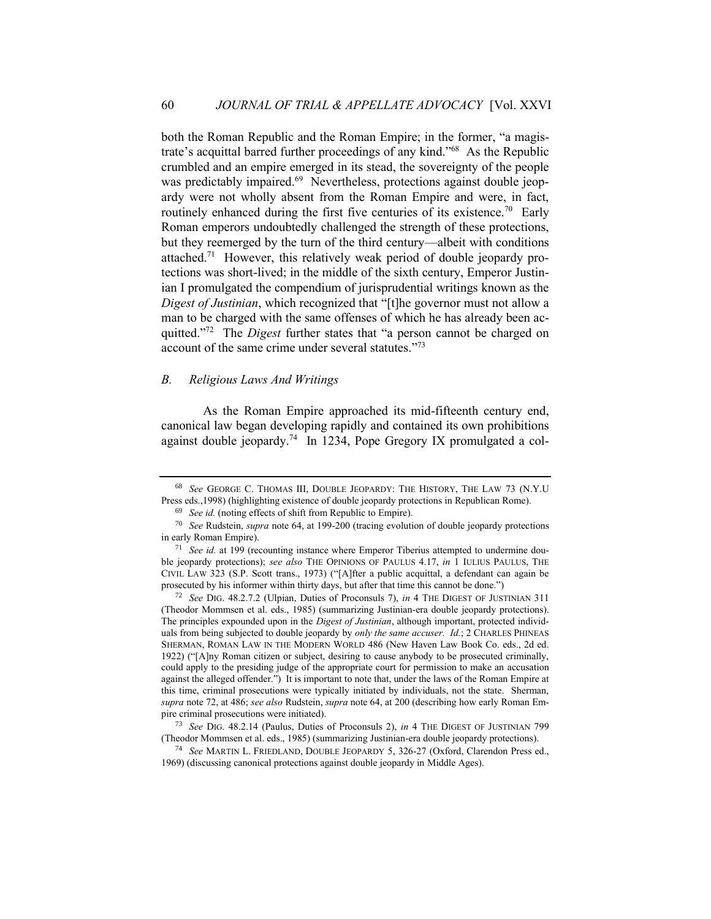both the Roman Republic and the Roman Empire; in the former, "a magistrate's acquittal barred further proceedings of any kind."[68] As the Republic crumbled and an empire emerged in its stead, the sovereignty of the people was predictably impaired.[69] Nevertheless, protections against double jeopardy were not wholly absent from the Roman Empire and were, in fact, routinely enhanced during the first five centuries of its existence.[70] Early Roman emperors undoubtedly challenged the strength of these protections, but they reemerged by the turn of the third century—albeit with conditions attached.[71] However, this relatively weak period of double jeopardy protections was short-lived; in the middle of the sixth century, Emperor Justinian I promulgated the compendium of jurisprudential writings known as the *Digest of Justinian*, which recognized that "[t]he governor must not allow a man to be charged with the same offenses of which he has already been acquitted."[72] The *Digest* further states that "a person cannot be charged on account of the same crime under several statutes."[73]

### *B. Religious Laws And Writings*

As the Roman Empire approached its mid-fifteenth century end, canonical law began developing rapidly and contained its own prohibitions against double jeopardy.[74] In 1234, Pope Gregory IX promulgated a col-

---

[68] *See* GEORGE C. THOMAS III, DOUBLE JEOPARDY: THE HISTORY, THE LAW 73 (N.Y.U Press eds.,1998) (highlighting existence of double jeopardy protections in Republican Rome).

[69] *See id.* (noting effects of shift from Republic to Empire).

[70] *See* Rudstein, *supra* note 64, at 199-200 (tracing evolution of double jeopardy protections in early Roman Empire).

[71] *See id.* at 199 (recounting instance where Emperor Tiberius attempted to undermine double jeopardy protections); *see also* THE OPINIONS OF PAULUS 4.17, *in* 1 IULIUS PAULUS, THE CIVIL LAW 323 (S.P. Scott trans., 1973) ("[A]fter a public acquittal, a defendant can again be prosecuted by his informer within thirty days, but after that time this cannot be done.")

[72] *See* DIG. 48.2.7.2 (Ulpian, Duties of Proconsuls 7), *in* 4 THE DIGEST OF JUSTINIAN 311 (Theodor Mommsen et al. eds., 1985) (summarizing Justinian-era double jeopardy protections). The principles expounded upon in the *Digest of Justinian*, although important, protected individuals from being subjected to double jeopardy by *only the same accuser. Id.*; 2 CHARLES PHINEAS SHERMAN, ROMAN LAW IN THE MODERN WORLD 486 (New Haven Law Book Co. eds., 2d ed. 1922) ("[A]ny Roman citizen or subject, desiring to cause anybody to be prosecuted criminally, could apply to the presiding judge of the appropriate court for permission to make an accusation against the alleged offender.") It is important to note that, under the laws of the Roman Empire at this time, criminal prosecutions were typically initiated by individuals, not the state. Sherman, *supra* note 72, at 486; *see also* Rudstein, *supra* note 64, at 200 (describing how early Roman Empire criminal prosecutions were initiated).

[73] *See* DIG. 48.2.14 (Paulus, Duties of Proconsuls 2), *in* 4 THE DIGEST OF JUSTINIAN 799 (Theodor Mommsen et al. eds., 1985) (summarizing Justinian-era double jeopardy protections).

[74] *See* MARTIN L. FRIEDLAND, DOUBLE JEOPARDY 5, 326-27 (Oxford, Clarendon Press ed., 1969) (discussing canonical protections against double jeopardy in Middle Ages).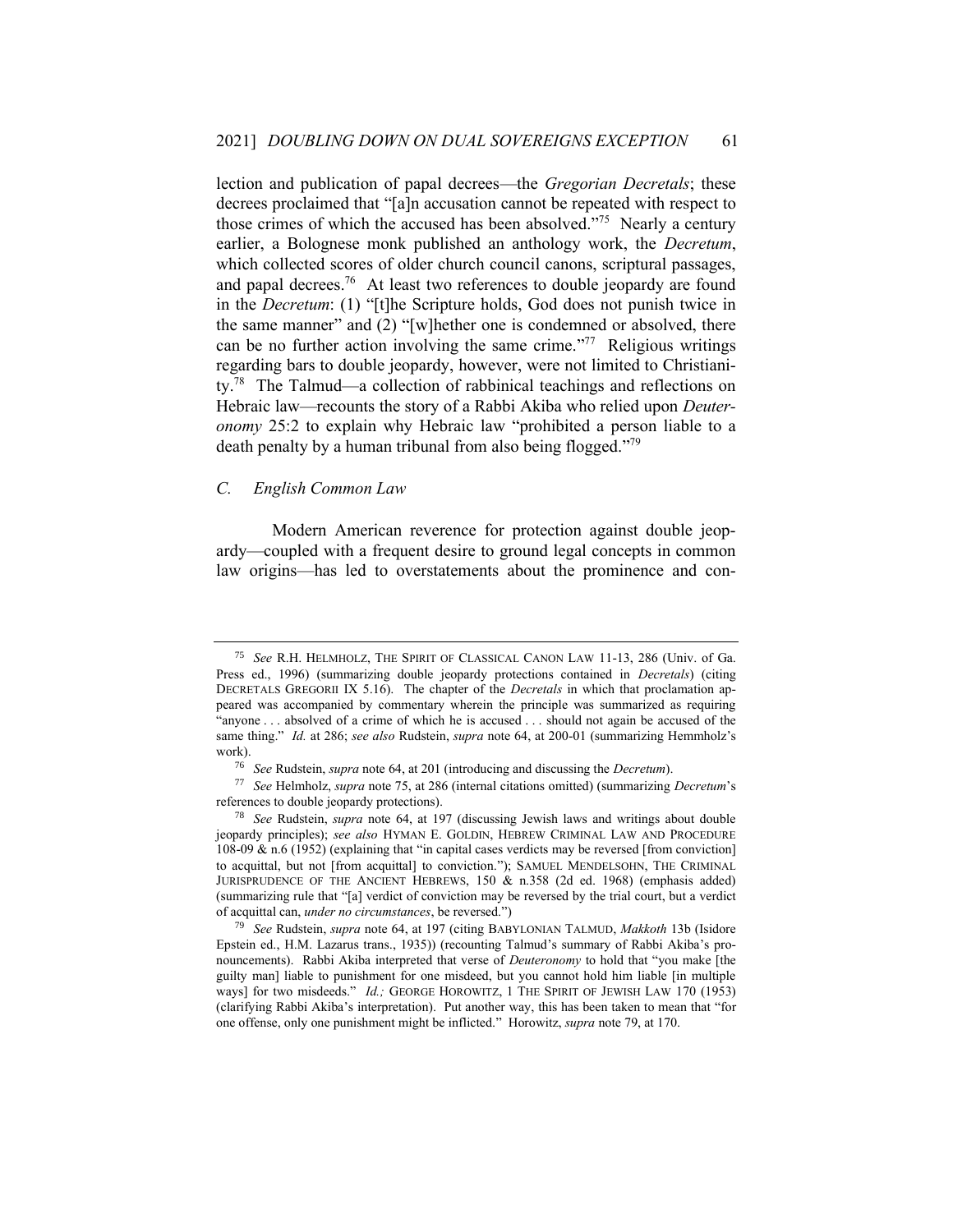lection and publication of papal decrees—the *Gregorian Decretals*; these decrees proclaimed that "[a]n accusation cannot be repeated with respect to those crimes of which the accused has been absolved."[75] Nearly a century earlier, a Bolognese monk published an anthology work, the *Decretum*, which collected scores of older church council canons, scriptural passages, and papal decrees.[76] At least two references to double jeopardy are found in the *Decretum*: (1) "[t]he Scripture holds, God does not punish twice in the same manner" and (2) "[w]hether one is condemned or absolved, there can be no further action involving the same crime."[77] Religious writings regarding bars to double jeopardy, however, were not limited to Christianity.[78] The Talmud—a collection of rabbinical teachings and reflections on Hebraic law—recounts the story of a Rabbi Akiba who relied upon *Deuteronomy* 25:2 to explain why Hebraic law "prohibited a person liable to a death penalty by a human tribunal from also being flogged."[79]

### C. English Common Law

Modern American reverence for protection against double jeopardy—coupled with a frequent desire to ground legal concepts in common law origins—has led to overstatements about the prominence and con-

---

[75] *See* R.H. HELMHOLZ, THE SPIRIT OF CLASSICAL CANON LAW 11-13, 286 (Univ. of Ga. Press ed., 1996) (summarizing double jeopardy protections contained in *Decretals*) (citing DECRETALS GREGORII IX 5.16). The chapter of the *Decretals* in which that proclamation appeared was accompanied by commentary wherein the principle was summarized as requiring "anyone . . . absolved of a crime of which he is accused . . . should not again be accused of the same thing." *Id.* at 286; *see also* Rudstein, *supra* note 64, at 200-01 (summarizing Hemmholz's work).

[76] *See* Rudstein, *supra* note 64, at 201 (introducing and discussing the *Decretum*).

[77] *See* Helmholz, *supra* note 75, at 286 (internal citations omitted) (summarizing *Decretum*'s references to double jeopardy protections).

[78] *See* Rudstein, *supra* note 64, at 197 (discussing Jewish laws and writings about double jeopardy principles); *see also* HYMAN E. GOLDIN, HEBREW CRIMINAL LAW AND PROCEDURE 108-09 & n.6 (1952) (explaining that "in capital cases verdicts may be reversed [from conviction] to acquittal, but not [from acquittal] to conviction."); SAMUEL MENDELSOHN, THE CRIMINAL JURISPRUDENCE OF THE ANCIENT HEBREWS, 150 & n.358 (2d ed. 1968) (emphasis added) (summarizing rule that "[a] verdict of conviction may be reversed by the trial court, but a verdict of acquittal can, *under no circumstances*, be reversed.")

[79] *See* Rudstein, *supra* note 64, at 197 (citing BABYLONIAN TALMUD, *Makkoth* 13b (Isidore Epstein ed., H.M. Lazarus trans., 1935)) (recounting Talmud's summary of Rabbi Akiba's pronouncements). Rabbi Akiba interpreted that verse of *Deuteronomy* to hold that "you make [the guilty man] liable to punishment for one misdeed, but you cannot hold him liable [in multiple ways] for two misdeeds." *Id.;* GEORGE HOROWITZ, 1 THE SPIRIT OF JEWISH LAW 170 (1953) (clarifying Rabbi Akiba's interpretation). Put another way, this has been taken to mean that "for one offense, only one punishment might be inflicted." Horowitz, *supra* note 79, at 170.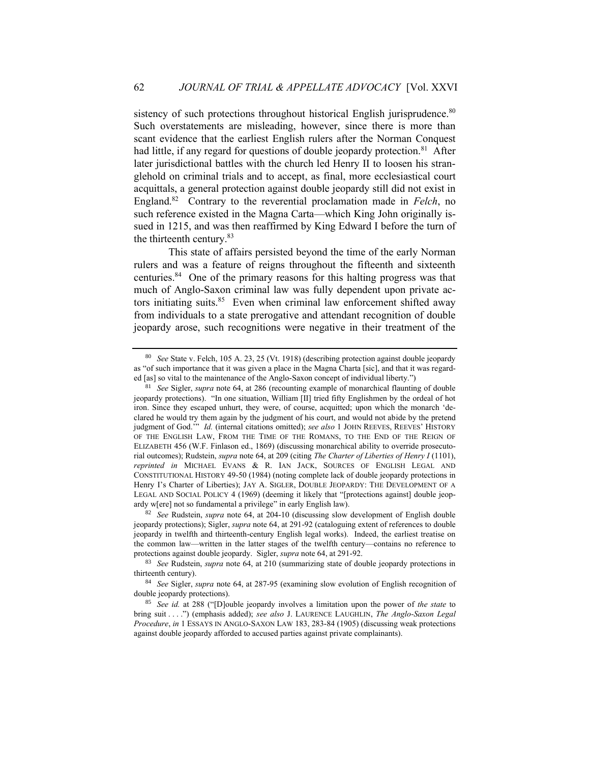sistency of such protections throughout historical English jurisprudence.[80] Such overstatements are misleading, however, since there is more than scant evidence that the earliest English rulers after the Norman Conquest had little, if any regard for questions of double jeopardy protection.[81] After later jurisdictional battles with the church led Henry II to loosen his stranglehold on criminal trials and to accept, as final, more ecclesiastical court acquittals, a general protection against double jeopardy still did not exist in England.[82] Contrary to the reverential proclamation made in *Felch*, no such reference existed in the Magna Carta—which King John originally issued in 1215, and was then reaffirmed by King Edward I before the turn of the thirteenth century.[83]

This state of affairs persisted beyond the time of the early Norman rulers and was a feature of reigns throughout the fifteenth and sixteenth centuries.[84] One of the primary reasons for this halting progress was that much of Anglo-Saxon criminal law was fully dependent upon private actors initiating suits.[85] Even when criminal law enforcement shifted away from individuals to a state prerogative and attendant recognition of double jeopardy arose, such recognitions were negative in their treatment of the

---

[80] *See* State v. Felch, 105 A. 23, 25 (Vt. 1918) (describing protection against double jeopardy as "of such importance that it was given a place in the Magna Charta [sic], and that it was regarded [as] so vital to the maintenance of the Anglo-Saxon concept of individual liberty.")

[81] *See* Sigler, *supra* note 64, at 286 (recounting example of monarchical flaunting of double jeopardy protections). "In one situation, William [II] tried fifty Englishmen by the ordeal of hot iron. Since they escaped unhurt, they were, of course, acquitted; upon which the monarch 'declared he would try them again by the judgment of his court, and would not abide by the pretend judgment of God.'" *Id.* (internal citations omitted); *see also* 1 JOHN REEVES, REEVES' HISTORY OF THE ENGLISH LAW, FROM THE TIME OF THE ROMANS, TO THE END OF THE REIGN OF ELIZABETH 456 (W.F. Finlason ed., 1869) (discussing monarchical ability to override prosecutorial outcomes); Rudstein, *supra* note 64, at 209 (citing *The Charter of Liberties of Henry I* (1101), *reprinted in* MICHAEL EVANS & R. IAN JACK, SOURCES OF ENGLISH LEGAL AND CONSTITUTIONAL HISTORY 49-50 (1984) (noting complete lack of double jeopardy protections in Henry I's Charter of Liberties); JAY A. SIGLER, DOUBLE JEOPARDY: THE DEVELOPMENT OF A LEGAL AND SOCIAL POLICY 4 (1969) (deeming it likely that "[protections against] double jeopardy w[ere] not so fundamental a privilege" in early English law).

[82] *See* Rudstein, *supra* note 64, at 204-10 (discussing slow development of English double jeopardy protections); Sigler, *supra* note 64, at 291-92 (cataloguing extent of references to double jeopardy in twelfth and thirteenth-century English legal works). Indeed, the earliest treatise on the common law—written in the latter stages of the twelfth century—contains no reference to protections against double jeopardy. Sigler, *supra* note 64, at 291-92.

[83] *See* Rudstein, *supra* note 64, at 210 (summarizing state of double jeopardy protections in thirteenth century).

[84] *See* Sigler, *supra* note 64, at 287-95 (examining slow evolution of English recognition of double jeopardy protections).

[85] *See id.* at 288 ("[D]ouble jeopardy involves a limitation upon the power of *the state* to bring suit . . . .") (emphasis added); *see also* J. LAURENCE LAUGHLIN, *The Anglo-Saxon Legal Procedure*, *in* 1 ESSAYS IN ANGLO-SAXON LAW 183, 283-84 (1905) (discussing weak protections against double jeopardy afforded to accused parties against private complainants).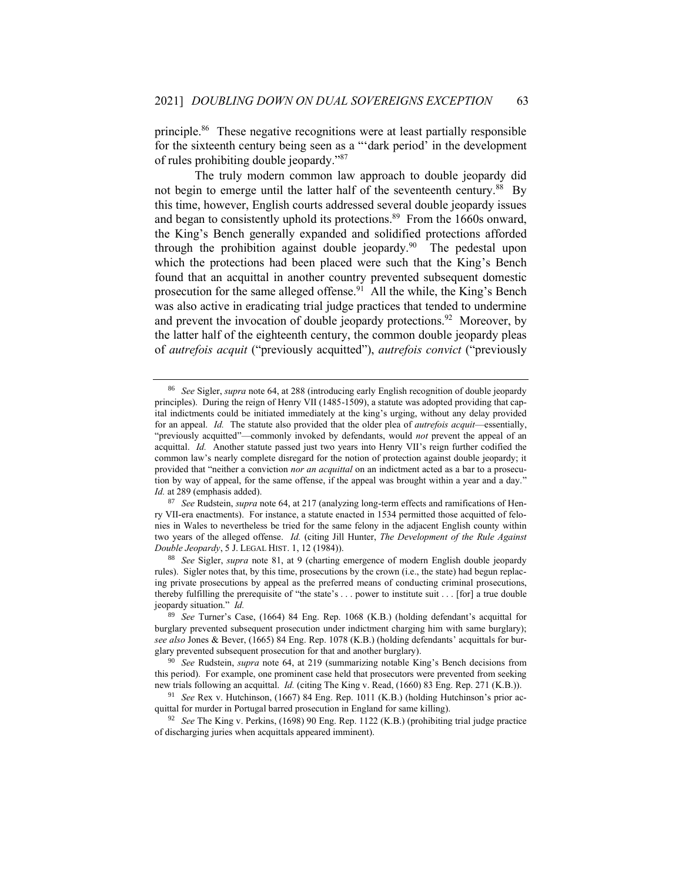principle.[86] These negative recognitions were at least partially responsible for the sixteenth century being seen as a "'dark period' in the development of rules prohibiting double jeopardy."[87]

The truly modern common law approach to double jeopardy did not begin to emerge until the latter half of the seventeenth century.[88] By this time, however, English courts addressed several double jeopardy issues and began to consistently uphold its protections.[89] From the 1660s onward, the King's Bench generally expanded and solidified protections afforded through the prohibition against double jeopardy.[90] The pedestal upon which the protections had been placed were such that the King's Bench found that an acquittal in another country prevented subsequent domestic prosecution for the same alleged offense.[91] All the while, the King's Bench was also active in eradicating trial judge practices that tended to undermine and prevent the invocation of double jeopardy protections.[92] Moreover, by the latter half of the eighteenth century, the common double jeopardy pleas of *autrefois acquit* ("previously acquitted"), *autrefois convict* ("previously

---

[86] *See* Sigler, *supra* note 64, at 288 (introducing early English recognition of double jeopardy principles). During the reign of Henry VII (1485-1509), a statute was adopted providing that capital indictments could be initiated immediately at the king's urging, without any delay provided for an appeal. *Id.* The statute also provided that the older plea of *autrefois acquit*—essentially, "previously acquitted"—commonly invoked by defendants, would *not* prevent the appeal of an acquittal. *Id.* Another statute passed just two years into Henry VII's reign further codified the common law's nearly complete disregard for the notion of protection against double jeopardy; it provided that "neither a conviction *nor an acquittal* on an indictment acted as a bar to a prosecution by way of appeal, for the same offense, if the appeal was brought within a year and a day." *Id.* at 289 (emphasis added).

[87] *See* Rudstein, *supra* note 64, at 217 (analyzing long-term effects and ramifications of Henry VII-era enactments). For instance, a statute enacted in 1534 permitted those acquitted of felonies in Wales to nevertheless be tried for the same felony in the adjacent English county within two years of the alleged offense. *Id.* (citing Jill Hunter, *The Development of the Rule Against Double Jeopardy*, 5 J. LEGAL HIST. 1, 12 (1984)).

[88] *See* Sigler, *supra* note 81, at 9 (charting emergence of modern English double jeopardy rules). Sigler notes that, by this time, prosecutions by the crown (i.e., the state) had begun replacing private prosecutions by appeal as the preferred means of conducting criminal prosecutions, thereby fulfilling the prerequisite of "the state's . . . power to institute suit . . . [for] a true double jeopardy situation." *Id.*

[89] *See* Turner's Case, (1664) 84 Eng. Rep. 1068 (K.B.) (holding defendant's acquittal for burglary prevented subsequent prosecution under indictment charging him with same burglary); *see also* Jones & Bever, (1665) 84 Eng. Rep. 1078 (K.B.) (holding defendants' acquittals for burglary prevented subsequent prosecution for that and another burglary).

[90] *See* Rudstein, *supra* note 64, at 219 (summarizing notable King's Bench decisions from this period). For example, one prominent case held that prosecutors were prevented from seeking new trials following an acquittal. *Id.* (citing The King v. Read, (1660) 83 Eng. Rep. 271 (K.B.)).

[91] *See* Rex v. Hutchinson, (1667) 84 Eng. Rep. 1011 (K.B.) (holding Hutchinson's prior acquittal for murder in Portugal barred prosecution in England for same killing).

[92] *See* The King v. Perkins, (1698) 90 Eng. Rep. 1122 (K.B.) (prohibiting trial judge practice of discharging juries when acquittals appeared imminent).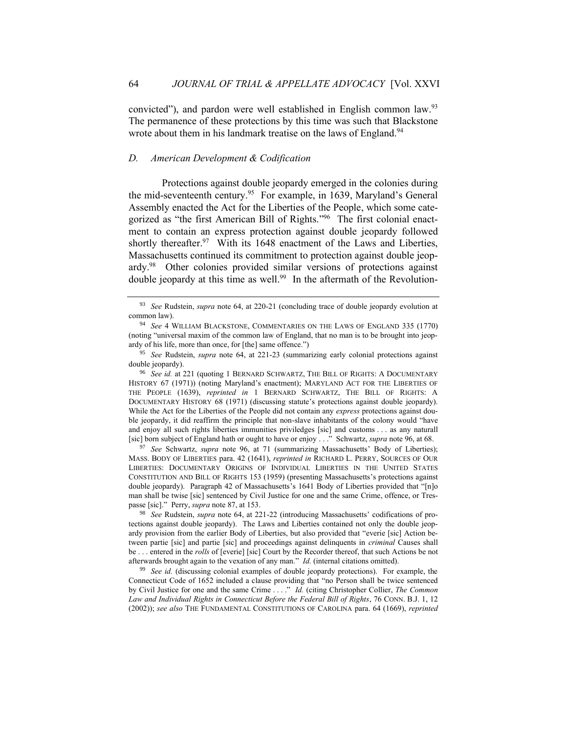convicted"), and pardon were well established in English common law.[93] The permanence of these protections by this time was such that Blackstone wrote about them in his landmark treatise on the laws of England.[94]

### *D. American Development & Codification*

Protections against double jeopardy emerged in the colonies during the mid-seventeenth century.[95] For example, in 1639, Maryland's General Assembly enacted the Act for the Liberties of the People, which some categorized as "the first American Bill of Rights."[96] The first colonial enactment to contain an express protection against double jeopardy followed shortly thereafter.[97] With its 1648 enactment of the Laws and Liberties, Massachusetts continued its commitment to protection against double jeopardy.[98] Other colonies provided similar versions of protections against double jeopardy at this time as well.[99] In the aftermath of the Revolution-

---

[93] *See* Rudstein, *supra* note 64, at 220-21 (concluding trace of double jeopardy evolution at common law).

[94] *See* 4 WILLIAM BLACKSTONE, COMMENTARIES ON THE LAWS OF ENGLAND 335 (1770) (noting "universal maxim of the common law of England, that no man is to be brought into jeopardy of his life, more than once, for [the] same offence.")

[95] *See* Rudstein, *supra* note 64, at 221-23 (summarizing early colonial protections against double jeopardy).

[96] *See id.* at 221 (quoting 1 BERNARD SCHWARTZ, THE BILL OF RIGHTS: A DOCUMENTARY HISTORY 67 (1971)) (noting Maryland's enactment); MARYLAND ACT FOR THE LIBERTIES OF THE PEOPLE (1639), *reprinted in* 1 BERNARD SCHWARTZ, THE BILL OF RIGHTS: A DOCUMENTARY HISTORY 68 (1971) (discussing statute's protections against double jeopardy). While the Act for the Liberties of the People did not contain any *express* protections against double jeopardy, it did reaffirm the principle that non-slave inhabitants of the colony would "have and enjoy all such rights liberties immunities priviledges [sic] and customs . . . as any naturall [sic] born subject of England hath or ought to have or enjoy . . ." Schwartz, *supra* note 96, at 68.

[97] *See* Schwartz, *supra* note 96, at 71 (summarizing Massachusetts' Body of Liberties); MASS. BODY OF LIBERTIES para. 42 (1641), *reprinted in* RICHARD L. PERRY, SOURCES OF OUR LIBERTIES: DOCUMENTARY ORIGINS OF INDIVIDUAL LIBERTIES IN THE UNITED STATES CONSTITUTION AND BILL OF RIGHTS 153 (1959) (presenting Massachusetts's protections against double jeopardy). Paragraph 42 of Massachusetts's 1641 Body of Liberties provided that "[n]o man shall be twise [sic] sentenced by Civil Justice for one and the same Crime, offence, or Trespasse [sic]." Perry, *supra* note 87, at 153.

[98] *See* Rudstein, *supra* note 64, at 221-22 (introducing Massachusetts' codifications of protections against double jeopardy). The Laws and Liberties contained not only the double jeopardy provision from the earlier Body of Liberties, but also provided that "everie [sic] Action between partie [sic] and partie [sic] and proceedings against delinquents in *criminal* Causes shall be . . . entered in the *rolls* of [everie] [sic] Court by the Recorder thereof, that such Actions be not afterwards brought again to the vexation of any man." *Id.* (internal citations omitted).

[99] *See id.* (discussing colonial examples of double jeopardy protections). For example, the Connecticut Code of 1652 included a clause providing that "no Person shall be twice sentenced by Civil Justice for one and the same Crime . . . ." *Id.* (citing Christopher Collier, *The Common Law and Individual Rights in Connecticut Before the Federal Bill of Rights*, 76 CONN. B.J. 1, 12 (2002)); *see also* THE FUNDAMENTAL CONSTITUTIONS OF CAROLINA para. 64 (1669), *reprinted*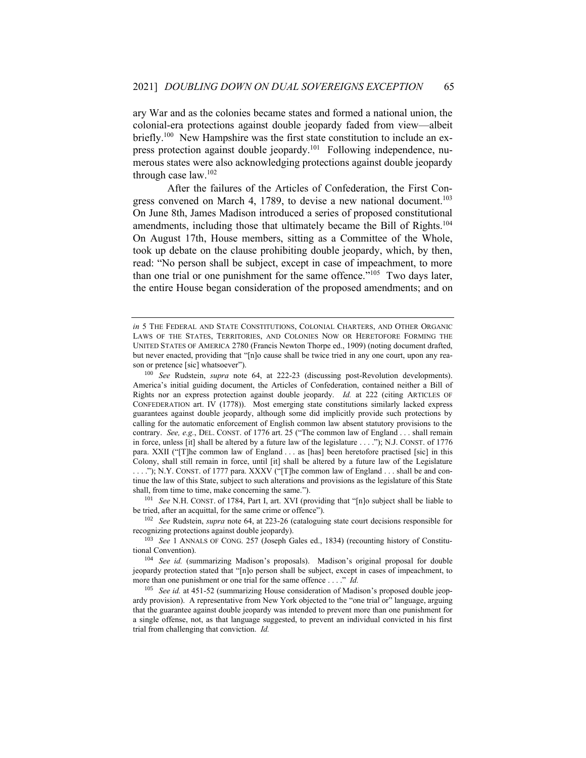ary War and as the colonies became states and formed a national union, the colonial-era protections against double jeopardy faded from view—albeit briefly.[100] New Hampshire was the first state constitution to include an express protection against double jeopardy.[101] Following independence, numerous states were also acknowledging protections against double jeopardy through case law.[102]

After the failures of the Articles of Confederation, the First Congress convened on March 4, 1789, to devise a new national document.[103] On June 8th, James Madison introduced a series of proposed constitutional amendments, including those that ultimately became the Bill of Rights.[104] On August 17th, House members, sitting as a Committee of the Whole, took up debate on the clause prohibiting double jeopardy, which, by then, read: "No person shall be subject, except in case of impeachment, to more than one trial or one punishment for the same offence."[105] Two days later, the entire House began consideration of the proposed amendments; and on

---

*in* 5 THE FEDERAL AND STATE CONSTITUTIONS, COLONIAL CHARTERS, AND OTHER ORGANIC LAWS OF THE STATES, TERRITORIES, AND COLONIES NOW OR HERETOFORE FORMING THE UNITED STATES OF AMERICA 2780 (Francis Newton Thorpe ed., 1909) (noting document drafted, but never enacted, providing that "[n]o cause shall be twice tried in any one court, upon any reason or pretence [sic] whatsoever").

[100] *See* Rudstein, *supra* note 64, at 222-23 (discussing post-Revolution developments). America's initial guiding document, the Articles of Confederation, contained neither a Bill of Rights nor an express protection against double jeopardy. *Id.* at 222 (citing ARTICLES OF CONFEDERATION art. IV (1778)). Most emerging state constitutions similarly lacked express guarantees against double jeopardy, although some did implicitly provide such protections by calling for the automatic enforcement of English common law absent statutory provisions to the contrary. *See, e.g.*, DEL. CONST. of 1776 art. 25 ("The common law of England . . . shall remain in force, unless [it] shall be altered by a future law of the legislature . . . ."); N.J. CONST. of 1776 para. XXII ("[T]he common law of England . . . as [has] been heretofore practised [sic] in this Colony, shall still remain in force, until [it] shall be altered by a future law of the Legislature . . . ."); N.Y. CONST. of 1777 para. XXXV ("[T]he common law of England . . . shall be and continue the law of this State, subject to such alterations and provisions as the legislature of this State shall, from time to time, make concerning the same.").

[101] *See* N.H. CONST. of 1784, Part I, art. XVI (providing that "[n]o subject shall be liable to be tried, after an acquittal, for the same crime or offence").

[102] *See* Rudstein, *supra* note 64, at 223-26 (cataloguing state court decisions responsible for recognizing protections against double jeopardy).

[103] *See* 1 ANNALS OF CONG. 257 (Joseph Gales ed., 1834) (recounting history of Constitutional Convention).

[104] *See id.* (summarizing Madison's proposals). Madison's original proposal for double jeopardy protection stated that "[n]o person shall be subject, except in cases of impeachment, to more than one punishment or one trial for the same offence . . . ." *Id.*

[105] *See id.* at 451-52 (summarizing House consideration of Madison's proposed double jeopardy provision). A representative from New York objected to the "one trial or" language, arguing that the guarantee against double jeopardy was intended to prevent more than one punishment for a single offense, not, as that language suggested, to prevent an individual convicted in his first trial from challenging that conviction. *Id.*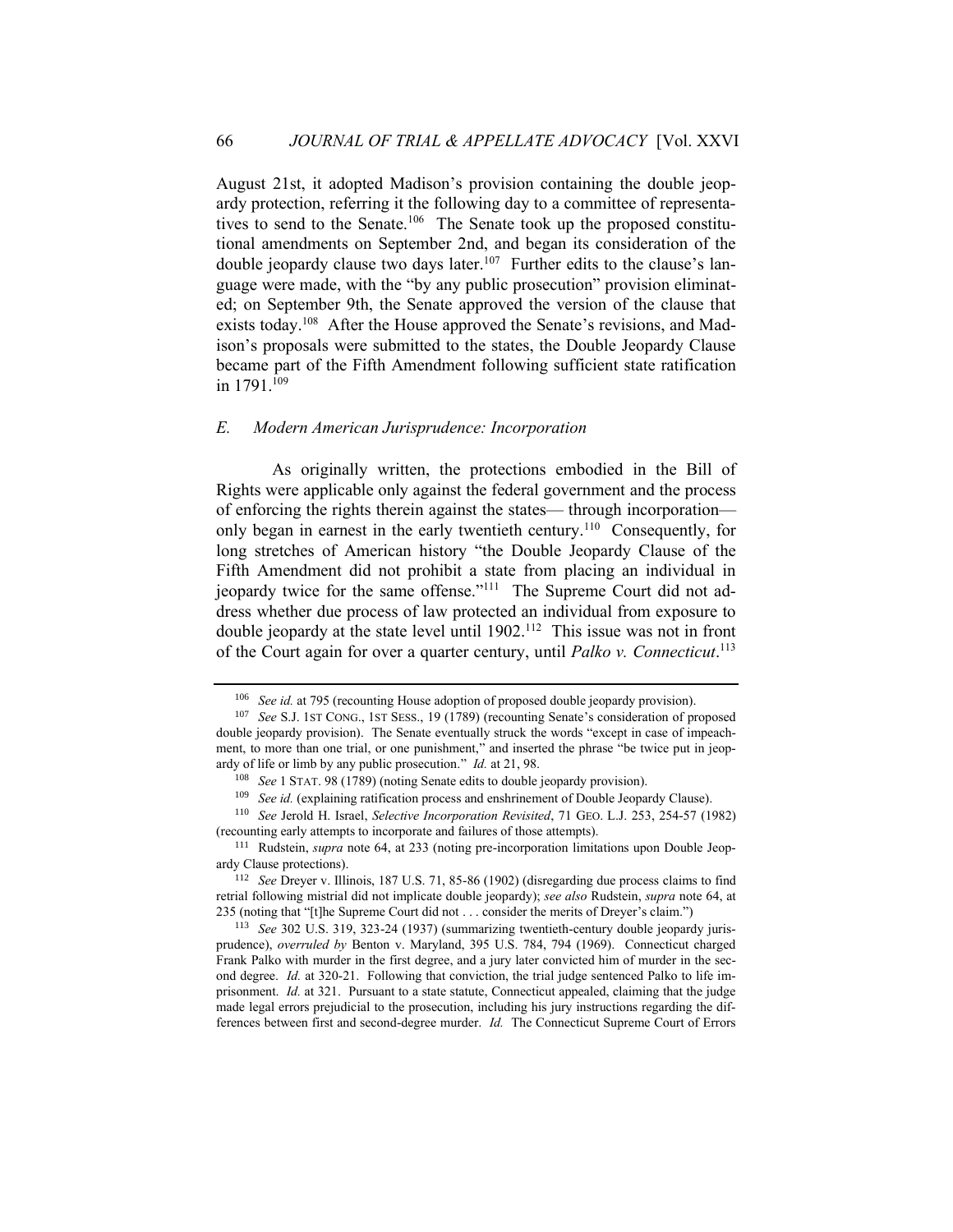August 21st, it adopted Madison's provision containing the double jeopardy protection, referring it the following day to a committee of representatives to send to the Senate.[106] The Senate took up the proposed constitutional amendments on September 2nd, and began its consideration of the double jeopardy clause two days later.[107] Further edits to the clause's language were made, with the "by any public prosecution" provision eliminated; on September 9th, the Senate approved the version of the clause that exists today.[108] After the House approved the Senate's revisions, and Madison's proposals were submitted to the states, the Double Jeopardy Clause became part of the Fifth Amendment following sufficient state ratification in 1791.[109]

### *E. Modern American Jurisprudence: Incorporation*

As originally written, the protections embodied in the Bill of Rights were applicable only against the federal government and the process of enforcing the rights therein against the states— through incorporation— only began in earnest in the early twentieth century.[110] Consequently, for long stretches of American history "the Double Jeopardy Clause of the Fifth Amendment did not prohibit a state from placing an individual in jeopardy twice for the same offense."[111] The Supreme Court did not address whether due process of law protected an individual from exposure to double jeopardy at the state level until 1902.[112] This issue was not in front of the Court again for over a quarter century, until *Palko v. Connecticut*.[113]

---

[106] *See id.* at 795 (recounting House adoption of proposed double jeopardy provision).

[107] *See* S.J. 1ST CONG., 1ST SESS., 19 (1789) (recounting Senate's consideration of proposed double jeopardy provision). The Senate eventually struck the words "except in case of impeachment, to more than one trial, or one punishment," and inserted the phrase "be twice put in jeopardy of life or limb by any public prosecution." *Id.* at 21, 98.

[108] *See* 1 STAT. 98 (1789) (noting Senate edits to double jeopardy provision).

[109] *See id.* (explaining ratification process and enshrinement of Double Jeopardy Clause).

[110] *See* Jerold H. Israel, *Selective Incorporation Revisited*, 71 GEO. L.J. 253, 254-57 (1982) (recounting early attempts to incorporate and failures of those attempts).

[111] Rudstein, *supra* note 64, at 233 (noting pre-incorporation limitations upon Double Jeopardy Clause protections).

[112] *See* Dreyer v. Illinois, 187 U.S. 71, 85-86 (1902) (disregarding due process claims to find retrial following mistrial did not implicate double jeopardy); *see also* Rudstein, *supra* note 64, at 235 (noting that "[t]he Supreme Court did not . . . consider the merits of Dreyer's claim.")

[113] *See* 302 U.S. 319, 323-24 (1937) (summarizing twentieth-century double jeopardy jurisprudence), *overruled by* Benton v. Maryland, 395 U.S. 784, 794 (1969). Connecticut charged Frank Palko with murder in the first degree, and a jury later convicted him of murder in the second degree. *Id.* at 320-21. Following that conviction, the trial judge sentenced Palko to life imprisonment. *Id.* at 321. Pursuant to a state statute, Connecticut appealed, claiming that the judge made legal errors prejudicial to the prosecution, including his jury instructions regarding the differences between first and second-degree murder. *Id.* The Connecticut Supreme Court of Errors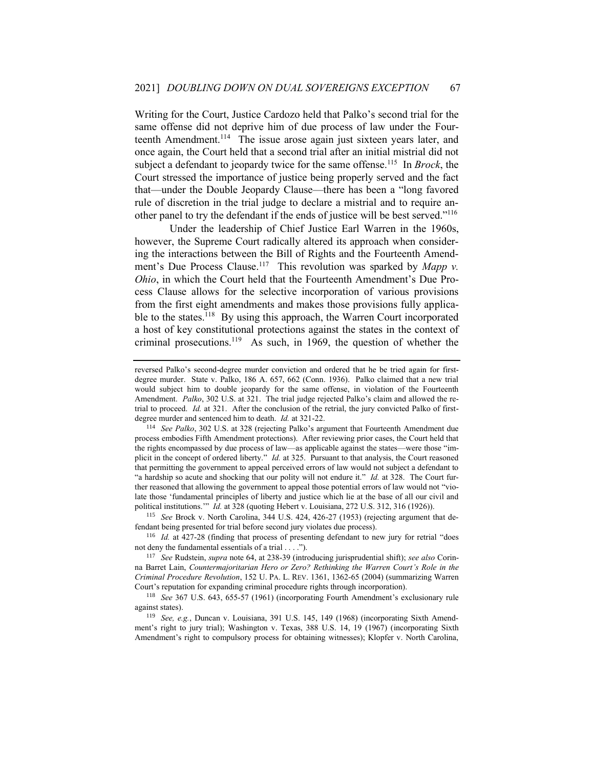Writing for the Court, Justice Cardozo held that Palko's second trial for the same offense did not deprive him of due process of law under the Fourteenth Amendment.[114] The issue arose again just sixteen years later, and once again, the Court held that a second trial after an initial mistrial did not subject a defendant to jeopardy twice for the same offense.[115] In *Brock*, the Court stressed the importance of justice being properly served and the fact that—under the Double Jeopardy Clause—there has been a "long favored rule of discretion in the trial judge to declare a mistrial and to require another panel to try the defendant if the ends of justice will be best served."[116]

Under the leadership of Chief Justice Earl Warren in the 1960s, however, the Supreme Court radically altered its approach when considering the interactions between the Bill of Rights and the Fourteenth Amendment's Due Process Clause.[117] This revolution was sparked by *Mapp v. Ohio*, in which the Court held that the Fourteenth Amendment's Due Process Clause allows for the selective incorporation of various provisions from the first eight amendments and makes those provisions fully applicable to the states.[118] By using this approach, the Warren Court incorporated a host of key constitutional protections against the states in the context of criminal prosecutions.[119] As such, in 1969, the question of whether the

---

reversed Palko's second-degree murder conviction and ordered that he be tried again for first-degree murder. State v. Palko, 186 A. 657, 662 (Conn. 1936). Palko claimed that a new trial would subject him to double jeopardy for the same offense, in violation of the Fourteenth Amendment. *Palko*, 302 U.S. at 321. The trial judge rejected Palko's claim and allowed the retrial to proceed. *Id.* at 321. After the conclusion of the retrial, the jury convicted Palko of first-degree murder and sentenced him to death. *Id.* at 321-22.

[114] *See Palko*, 302 U.S. at 328 (rejecting Palko's argument that Fourteenth Amendment due process embodies Fifth Amendment protections). After reviewing prior cases, the Court held that the rights encompassed by due process of law—as applicable against the states—were those "implicit in the concept of ordered liberty." *Id.* at 325. Pursuant to that analysis, the Court reasoned that permitting the government to appeal perceived errors of law would not subject a defendant to "a hardship so acute and shocking that our polity will not endure it." *Id.* at 328. The Court further reasoned that allowing the government to appeal those potential errors of law would not "violate those 'fundamental principles of liberty and justice which lie at the base of all our civil and political institutions.'" *Id.* at 328 (quoting Hebert v. Louisiana, 272 U.S. 312, 316 (1926)).

[115] *See* Brock v. North Carolina, 344 U.S. 424, 426-27 (1953) (rejecting argument that defendant being presented for trial before second jury violates due process).

[116] *Id.* at 427-28 (finding that process of presenting defendant to new jury for retrial "does not deny the fundamental essentials of a trial . . . .").

[117] *See* Rudstein, *supra* note 64, at 238-39 (introducing jurisprudential shift); *see also* Corinna Barret Lain, *Countermajoritarian Hero or Zero? Rethinking the Warren Court's Role in the Criminal Procedure Revolution*, 152 U. PA. L. REV. 1361, 1362-65 (2004) (summarizing Warren Court's reputation for expanding criminal procedure rights through incorporation).

[118] *See* 367 U.S. 643, 655-57 (1961) (incorporating Fourth Amendment's exclusionary rule against states).

[119] *See, e.g.*, Duncan v. Louisiana, 391 U.S. 145, 149 (1968) (incorporating Sixth Amendment's right to jury trial); Washington v. Texas, 388 U.S. 14, 19 (1967) (incorporating Sixth Amendment's right to compulsory process for obtaining witnesses); Klopfer v. North Carolina,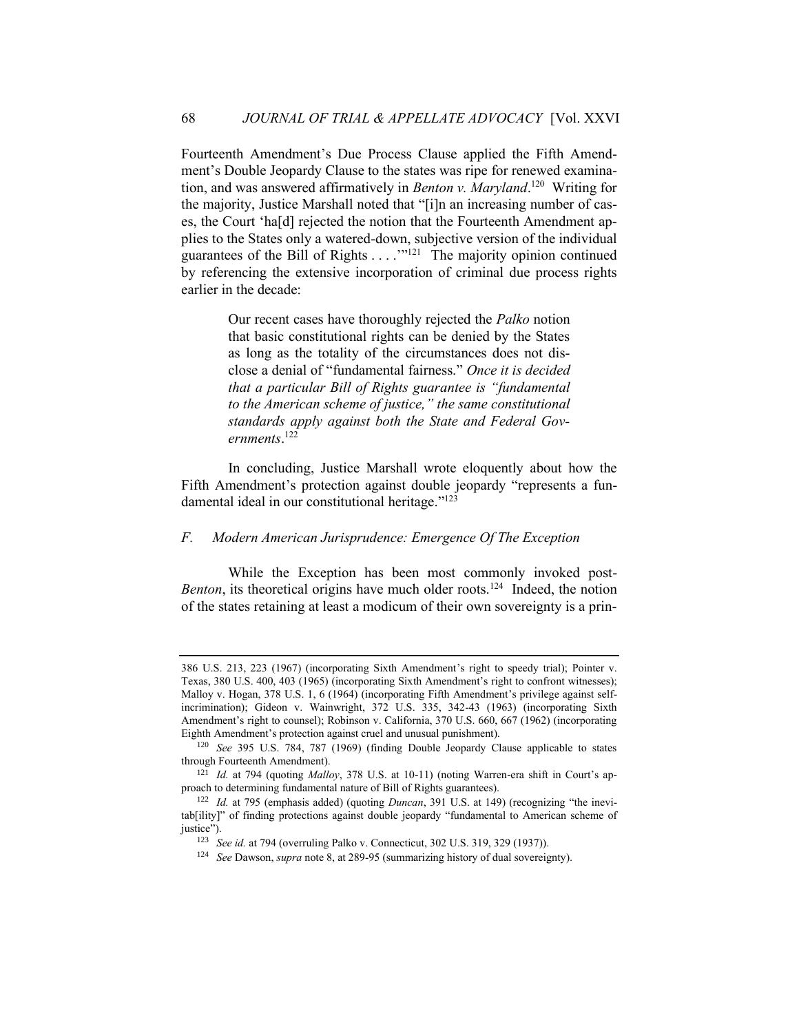Fourteenth Amendment's Due Process Clause applied the Fifth Amendment's Double Jeopardy Clause to the states was ripe for renewed examination, and was answered affirmatively in *Benton v. Maryland*.[120] Writing for the majority, Justice Marshall noted that "[i]n an increasing number of cases, the Court 'ha[d] rejected the notion that the Fourteenth Amendment applies to the States only a watered-down, subjective version of the individual guarantees of the Bill of Rights . . . .'"[121] The majority opinion continued by referencing the extensive incorporation of criminal due process rights earlier in the decade:

> Our recent cases have thoroughly rejected the *Palko* notion that basic constitutional rights can be denied by the States as long as the totality of the circumstances does not disclose a denial of "fundamental fairness." *Once it is decided that a particular Bill of Rights guarantee is "fundamental to the American scheme of justice," the same constitutional standards apply against both the State and Federal Governments*.[122]

In concluding, Justice Marshall wrote eloquently about how the Fifth Amendment's protection against double jeopardy "represents a fundamental ideal in our constitutional heritage."[123]

### *F. Modern American Jurisprudence: Emergence Of The Exception*

While the Exception has been most commonly invoked post-*Benton*, its theoretical origins have much older roots.[124] Indeed, the notion of the states retaining at least a modicum of their own sovereignty is a prin-

---

386 U.S. 213, 223 (1967) (incorporating Sixth Amendment's right to speedy trial); Pointer v. Texas, 380 U.S. 400, 403 (1965) (incorporating Sixth Amendment's right to confront witnesses); Malloy v. Hogan, 378 U.S. 1, 6 (1964) (incorporating Fifth Amendment's privilege against self-incrimination); Gideon v. Wainwright, 372 U.S. 335, 342-43 (1963) (incorporating Sixth Amendment's right to counsel); Robinson v. California, 370 U.S. 660, 667 (1962) (incorporating Eighth Amendment's protection against cruel and unusual punishment).

[120] *See* 395 U.S. 784, 787 (1969) (finding Double Jeopardy Clause applicable to states through Fourteenth Amendment).

[121] *Id.* at 794 (quoting *Malloy*, 378 U.S. at 10-11) (noting Warren-era shift in Court's approach to determining fundamental nature of Bill of Rights guarantees).

[122] *Id.* at 795 (emphasis added) (quoting *Duncan*, 391 U.S. at 149) (recognizing "the inevitab[ility]" of finding protections against double jeopardy "fundamental to American scheme of justice").

[123] *See id.* at 794 (overruling Palko v. Connecticut, 302 U.S. 319, 329 (1937)).

[124] *See* Dawson, *supra* note 8, at 289-95 (summarizing history of dual sovereignty).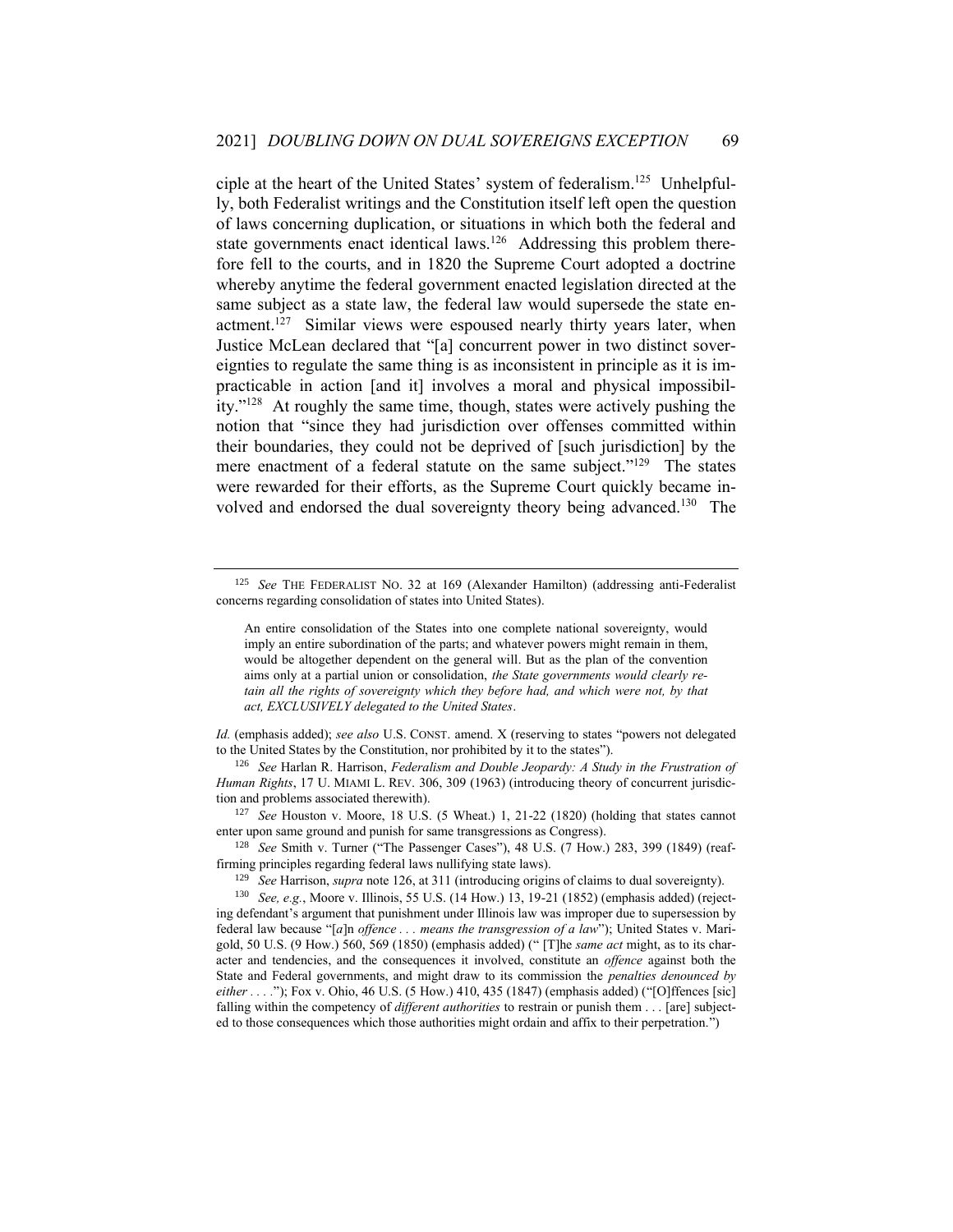ciple at the heart of the United States' system of federalism.[125] Unhelpfully, both Federalist writings and the Constitution itself left open the question of laws concerning duplication, or situations in which both the federal and state governments enact identical laws.[126] Addressing this problem therefore fell to the courts, and in 1820 the Supreme Court adopted a doctrine whereby anytime the federal government enacted legislation directed at the same subject as a state law, the federal law would supersede the state enactment.[127] Similar views were espoused nearly thirty years later, when Justice McLean declared that "[a] concurrent power in two distinct sovereignties to regulate the same thing is as inconsistent in principle as it is impracticable in action [and it] involves a moral and physical impossibility."[128] At roughly the same time, though, states were actively pushing the notion that "since they had jurisdiction over offenses committed within their boundaries, they could not be deprived of [such jurisdiction] by the mere enactment of a federal statute on the same subject."[129] The states were rewarded for their efforts, as the Supreme Court quickly became involved and endorsed the dual sovereignty theory being advanced.[130] The

---

[125] *See* THE FEDERALIST NO. 32 at 169 (Alexander Hamilton) (addressing anti-Federalist concerns regarding consolidation of states into United States).

> An entire consolidation of the States into one complete national sovereignty, would imply an entire subordination of the parts; and whatever powers might remain in them, would be altogether dependent on the general will. But as the plan of the convention aims only at a partial union or consolidation, *the State governments would clearly retain all the rights of sovereignty which they before had, and which were not, by that act, EXCLUSIVELY delegated to the United States*.

*Id.* (emphasis added); *see also* U.S. CONST. amend. X (reserving to states "powers not delegated to the United States by the Constitution, nor prohibited by it to the states").

[126] *See* Harlan R. Harrison, *Federalism and Double Jeopardy: A Study in the Frustration of Human Rights*, 17 U. MIAMI L. REV. 306, 309 (1963) (introducing theory of concurrent jurisdiction and problems associated therewith).

[127] *See* Houston v. Moore, 18 U.S. (5 Wheat.) 1, 21-22 (1820) (holding that states cannot enter upon same ground and punish for same transgressions as Congress).

[128] *See* Smith v. Turner ("The Passenger Cases"), 48 U.S. (7 How.) 283, 399 (1849) (reaffirming principles regarding federal laws nullifying state laws).

[129] *See* Harrison, *supra* note 126, at 311 (introducing origins of claims to dual sovereignty).

[130] *See, e.g.*, Moore v. Illinois, 55 U.S. (14 How.) 13, 19-21 (1852) (emphasis added) (rejecting defendant's argument that punishment under Illinois law was improper due to supersession by federal law because "[*a*]n *offence . . . means the transgression of a law*"); United States v. Marigold, 50 U.S. (9 How.) 560, 569 (1850) (emphasis added) ("[T]he *same act* might, as to its character and tendencies, and the consequences it involved, constitute an *offence* against both the State and Federal governments, and might draw to its commission the *penalties denounced by either* . . . ."); Fox v. Ohio, 46 U.S. (5 How.) 410, 435 (1847) (emphasis added) ("[O]ffences [sic] falling within the competency of *different authorities* to restrain or punish them . . . [are] subjected to those consequences which those authorities might ordain and affix to their perpetration.")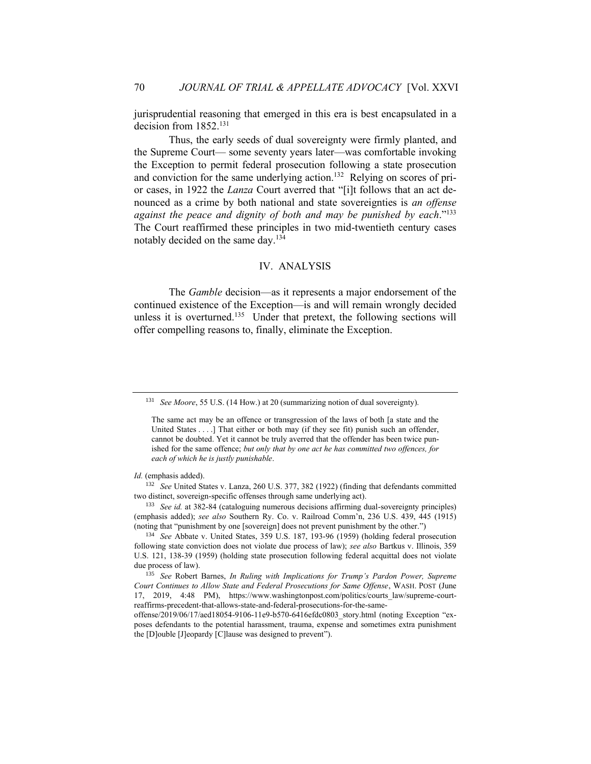jurisprudential reasoning that emerged in this era is best encapsulated in a decision from 1852.[131]

Thus, the early seeds of dual sovereignty were firmly planted, and the Supreme Court— some seventy years later—was comfortable invoking the Exception to permit federal prosecution following a state prosecution and conviction for the same underlying action.[132] Relying on scores of prior cases, in 1922 the *Lanza* Court averred that "[i]t follows that an act denounced as a crime by both national and state sovereignties is *an offense against the peace and dignity of both and may be punished by each*."[133] The Court reaffirmed these principles in two mid-twentieth century cases notably decided on the same day.[134]

## IV. ANALYSIS

The *Gamble* decision—as it represents a major endorsement of the continued existence of the Exception—is and will remain wrongly decided unless it is overturned.[135] Under that pretext, the following sections will offer compelling reasons to, finally, eliminate the Exception.

---

[131] *See Moore*, 55 U.S. (14 How.) at 20 (summarizing notion of dual sovereignty).

> The same act may be an offence or transgression of the laws of both [a state and the United States . . . .] That either or both may (if they see fit) punish such an offender, cannot be doubted. Yet it cannot be truly averred that the offender has been twice punished for the same offence; *but only that by one act he has committed two offences, for each of which he is justly punishable*.

*Id.* (emphasis added).

[132] *See* United States v. Lanza, 260 U.S. 377, 382 (1922) (finding that defendants committed two distinct, sovereign-specific offenses through same underlying act).

[133] *See id.* at 382-84 (cataloguing numerous decisions affirming dual-sovereignty principles) (emphasis added); *see also* Southern Ry. Co. v. Railroad Comm'n, 236 U.S. 439, 445 (1915) (noting that "punishment by one [sovereign] does not prevent punishment by the other.")

[134] *See* Abbate v. United States, 359 U.S. 187, 193-96 (1959) (holding federal prosecution following state conviction does not violate due process of law); *see also* Bartkus v. Illinois, 359 U.S. 121, 138-39 (1959) (holding state prosecution following federal acquittal does not violate due process of law).

[135] *See* Robert Barnes, *In Ruling with Implications for Trump's Pardon Power, Supreme Court Continues to Allow State and Federal Prosecutions for Same Offense*, WASH. POST (June 17, 2019, 4:48 PM), https://www.washingtonpost.com/politics/courts_law/supreme-court-reaffirms-precedent-that-allows-state-and-federal-prosecutions-for-the-same-offense/2019/06/17/aed18054-9106-11e9-b570-6416efdc0803_story.html (noting Exception "exposes defendants to the potential harassment, trauma, expense and sometimes extra punishment the [D]ouble [J]eopardy [C]lause was designed to prevent").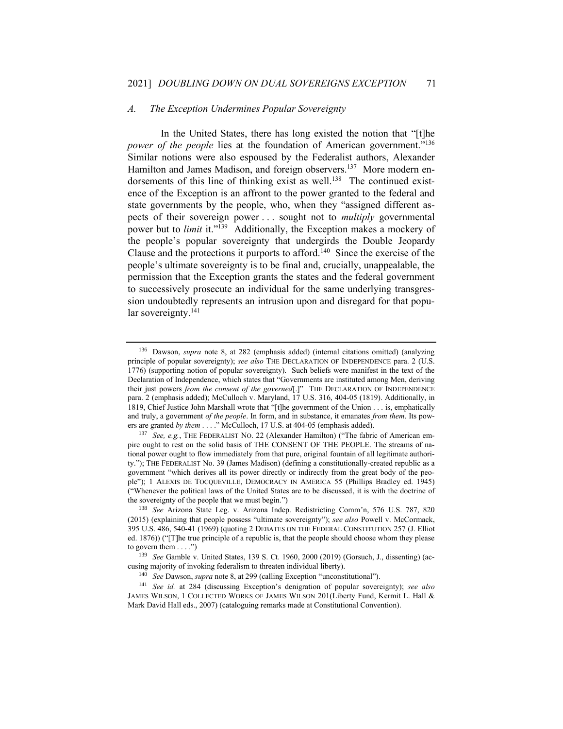### *A. The Exception Undermines Popular Sovereignty*

In the United States, there has long existed the notion that "[t]he *power of the people* lies at the foundation of American government."[136] Similar notions were also espoused by the Federalist authors, Alexander Hamilton and James Madison, and foreign observers.[137] More modern endorsements of this line of thinking exist as well.[138] The continued existence of the Exception is an affront to the power granted to the federal and state governments by the people, who, when they "assigned different aspects of their sovereign power . . . sought not to *multiply* governmental power but to *limit* it."[139] Additionally, the Exception makes a mockery of the people's popular sovereignty that undergirds the Double Jeopardy Clause and the protections it purports to afford.[140] Since the exercise of the people's ultimate sovereignty is to be final and, crucially, unappealable, the permission that the Exception grants the states and the federal government to successively prosecute an individual for the same underlying transgression undoubtedly represents an intrusion upon and disregard for that popular sovereignty.[141]

---

[136] Dawson, *supra* note 8, at 282 (emphasis added) (internal citations omitted) (analyzing principle of popular sovereignty); *see also* THE DECLARATION OF INDEPENDENCE para. 2 (U.S. 1776) (supporting notion of popular sovereignty). Such beliefs were manifest in the text of the Declaration of Independence, which states that "Governments are instituted among Men, deriving their just powers *from the consent of the governed*[.]" THE DECLARATION OF INDEPENDENCE para. 2 (emphasis added); McCulloch v. Maryland, 17 U.S. 316, 404-05 (1819). Additionally, in 1819, Chief Justice John Marshall wrote that "[t]he government of the Union . . . is, emphatically and truly, a government *of the people*. In form, and in substance, it emanates *from them*. Its powers are granted *by them* . . . ." McCulloch, 17 U.S. at 404-05 (emphasis added).

[137] *See, e.g.*, THE FEDERALIST NO. 22 (Alexander Hamilton) ("The fabric of American empire ought to rest on the solid basis of THE CONSENT OF THE PEOPLE. The streams of national power ought to flow immediately from that pure, original fountain of all legitimate authority."); THE FEDERALIST No. 39 (James Madison) (defining a constitutionally-created republic as a government "which derives all its power directly or indirectly from the great body of the people"); 1 ALEXIS DE TOCQUEVILLE, DEMOCRACY IN AMERICA 55 (Phillips Bradley ed. 1945) ("Whenever the political laws of the United States are to be discussed, it is with the doctrine of the sovereignty of the people that we must begin.")

[138] *See* Arizona State Leg. v. Arizona Indep. Redistricting Comm'n, 576 U.S. 787, 820 (2015) (explaining that people possess "ultimate sovereignty"); *see also* Powell v. McCormack, 395 U.S. 486, 540-41 (1969) (quoting 2 DEBATES ON THE FEDERAL CONSTITUTION 257 (J. Elliot ed. 1876)) ("[T]he true principle of a republic is, that the people should choose whom they please to govern them . . . .")

[139] *See* Gamble v. United States, 139 S. Ct. 1960, 2000 (2019) (Gorsuch, J., dissenting) (accusing majority of invoking federalism to threaten individual liberty).

[140] *See* Dawson, *supra* note 8, at 299 (calling Exception "unconstitutional").

[141] *See id.* at 284 (discussing Exception's denigration of popular sovereignty); *see also* JAMES WILSON, 1 COLLECTED WORKS OF JAMES WILSON 201(Liberty Fund, Kermit L. Hall & Mark David Hall eds., 2007) (cataloguing remarks made at Constitutional Convention).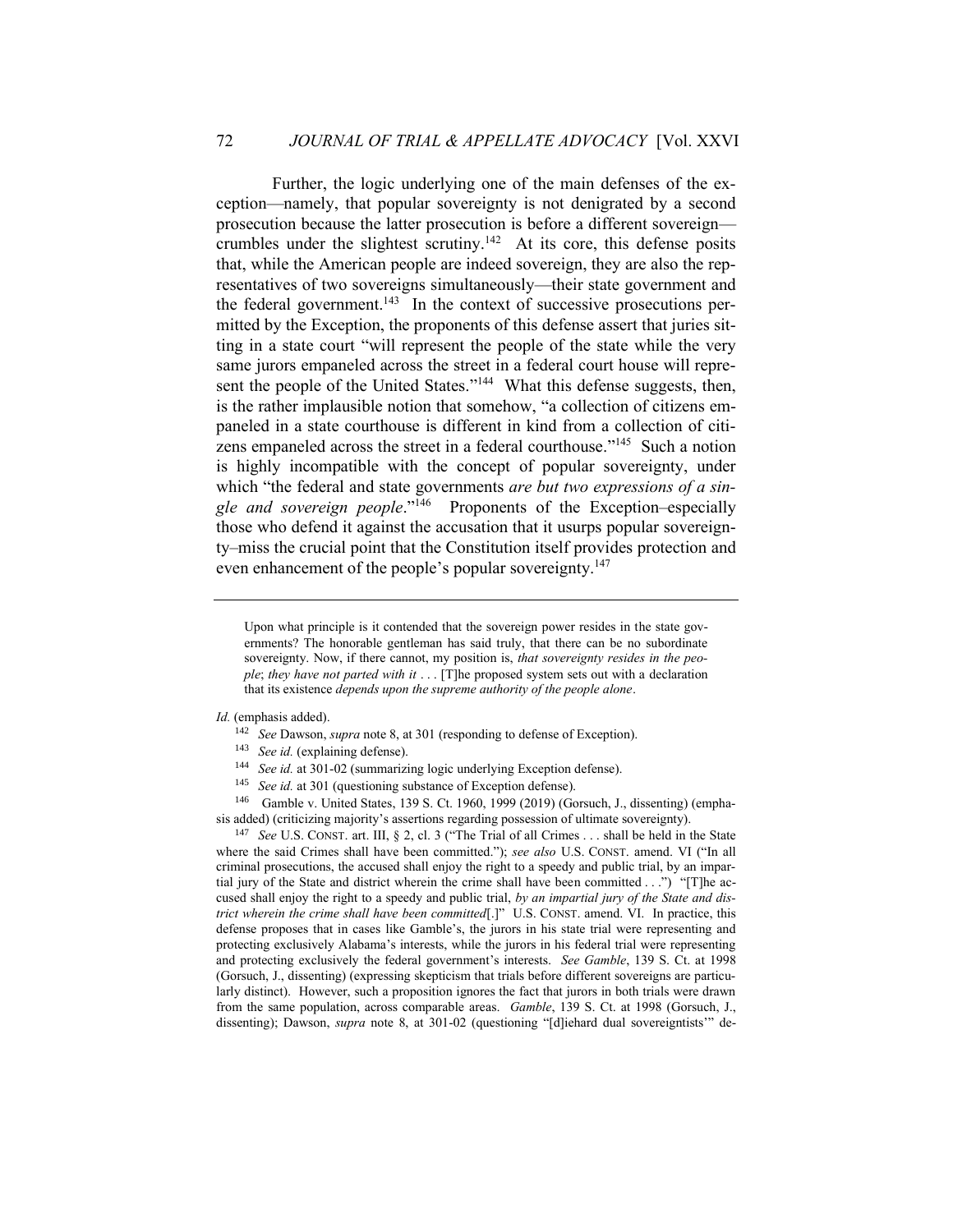Further, the logic underlying one of the main defenses of the exception—namely, that popular sovereignty is not denigrated by a second prosecution because the latter prosecution is before a different sovereign—crumbles under the slightest scrutiny.[142] At its core, this defense posits that, while the American people are indeed sovereign, they are also the representatives of two sovereigns simultaneously—their state government and the federal government.[143] In the context of successive prosecutions permitted by the Exception, the proponents of this defense assert that juries sitting in a state court "will represent the people of the state while the very same jurors empaneled across the street in a federal court house will represent the people of the United States."[144] What this defense suggests, then, is the rather implausible notion that somehow, "a collection of citizens empaneled in a state courthouse is different in kind from a collection of citizens empaneled across the street in a federal courthouse."[145] Such a notion is highly incompatible with the concept of popular sovereignty, under which "the federal and state governments *are but two expressions of a single and sovereign people*."[146] Proponents of the Exception–especially those who defend it against the accusation that it usurps popular sovereignty–miss the crucial point that the Constitution itself provides protection and even enhancement of the people's popular sovereignty.[147]

---

> Upon what principle is it contended that the sovereign power resides in the state governments? The honorable gentleman has said truly, that there can be no subordinate sovereignty. Now, if there cannot, my position is, *that sovereignty resides in the people*; *they have not parted with it* . . . [T]he proposed system sets out with a declaration that its existence *depends upon the supreme authority of the people alone*.

*Id.* (emphasis added).

[142] *See* Dawson, *supra* note 8, at 301 (responding to defense of Exception).

[143] *See id.* (explaining defense).

[144] *See id.* at 301-02 (summarizing logic underlying Exception defense).

[145] *See id.* at 301 (questioning substance of Exception defense).

[146] Gamble v. United States, 139 S. Ct. 1960, 1999 (2019) (Gorsuch, J., dissenting) (emphasis added) (criticizing majority's assertions regarding possession of ultimate sovereignty).

[147] *See* U.S. CONST. art. III, § 2, cl. 3 ("The Trial of all Crimes . . . shall be held in the State where the said Crimes shall have been committed."); *see also* U.S. CONST. amend. VI ("In all criminal prosecutions, the accused shall enjoy the right to a speedy and public trial, by an impartial jury of the State and district wherein the crime shall have been committed . . .") "[T]he accused shall enjoy the right to a speedy and public trial, *by an impartial jury of the State and district wherein the crime shall have been committed*[.]" U.S. CONST. amend. VI. In practice, this defense proposes that in cases like Gamble's, the jurors in his state trial were representing and protecting exclusively Alabama's interests, while the jurors in his federal trial were representing and protecting exclusively the federal government's interests. *See Gamble*, 139 S. Ct. at 1998 (Gorsuch, J., dissenting) (expressing skepticism that trials before different sovereigns are particularly distinct). However, such a proposition ignores the fact that jurors in both trials were drawn from the same population, across comparable areas. *Gamble*, 139 S. Ct. at 1998 (Gorsuch, J., dissenting); Dawson, *supra* note 8, at 301-02 (questioning "[d]iehard dual sovereigntists'" de-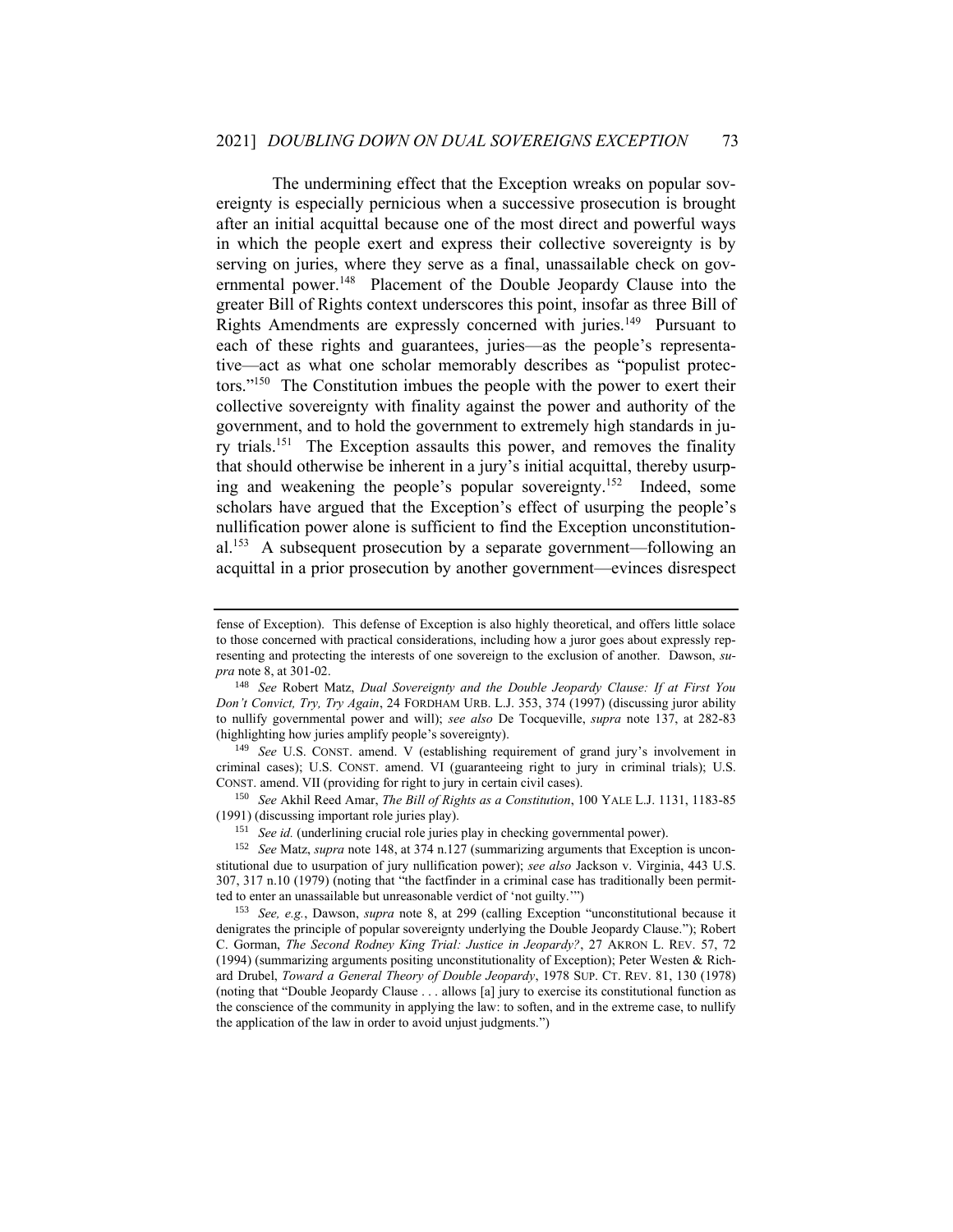The undermining effect that the Exception wreaks on popular sovereignty is especially pernicious when a successive prosecution is brought after an initial acquittal because one of the most direct and powerful ways in which the people exert and express their collective sovereignty is by serving on juries, where they serve as a final, unassailable check on governmental power.[148] Placement of the Double Jeopardy Clause into the greater Bill of Rights context underscores this point, insofar as three Bill of Rights Amendments are expressly concerned with juries.[149] Pursuant to each of these rights and guarantees, juries—as the people's representative—act as what one scholar memorably describes as "populist protectors."[150] The Constitution imbues the people with the power to exert their collective sovereignty with finality against the power and authority of the government, and to hold the government to extremely high standards in jury trials.[151] The Exception assaults this power, and removes the finality that should otherwise be inherent in a jury's initial acquittal, thereby usurping and weakening the people's popular sovereignty.[152] Indeed, some scholars have argued that the Exception's effect of usurping the people's nullification power alone is sufficient to find the Exception unconstitutional.[153] A subsequent prosecution by a separate government—following an acquittal in a prior prosecution by another government—evinces disrespect

---

fense of Exception). This defense of Exception is also highly theoretical, and offers little solace to those concerned with practical considerations, including how a juror goes about expressly representing and protecting the interests of one sovereign to the exclusion of another. Dawson, *supra* note 8, at 301-02.

[148] *See* Robert Matz, *Dual Sovereignty and the Double Jeopardy Clause: If at First You Don't Convict, Try, Try Again*, 24 FORDHAM URB. L.J. 353, 374 (1997) (discussing juror ability to nullify governmental power and will); *see also* De Tocqueville, *supra* note 137, at 282-83 (highlighting how juries amplify people's sovereignty).

[149] *See* U.S. CONST. amend. V (establishing requirement of grand jury's involvement in criminal cases); U.S. CONST. amend. VI (guaranteeing right to jury in criminal trials); U.S. CONST. amend. VII (providing for right to jury in certain civil cases).

[150] *See* Akhil Reed Amar, *The Bill of Rights as a Constitution*, 100 YALE L.J. 1131, 1183-85 (1991) (discussing important role juries play).

[151] *See id.* (underlining crucial role juries play in checking governmental power).

[152] *See* Matz, *supra* note 148, at 374 n.127 (summarizing arguments that Exception is unconstitutional due to usurpation of jury nullification power); *see also* Jackson v. Virginia, 443 U.S. 307, 317 n.10 (1979) (noting that "the factfinder in a criminal case has traditionally been permitted to enter an unassailable but unreasonable verdict of 'not guilty.'")

[153] *See, e.g.*, Dawson, *supra* note 8, at 299 (calling Exception "unconstitutional because it denigrates the principle of popular sovereignty underlying the Double Jeopardy Clause."); Robert C. Gorman, *The Second Rodney King Trial: Justice in Jeopardy?*, 27 AKRON L. REV. 57, 72 (1994) (summarizing arguments positing unconstitutionality of Exception); Peter Westen & Richard Drubel, *Toward a General Theory of Double Jeopardy*, 1978 SUP. CT. REV. 81, 130 (1978) (noting that "Double Jeopardy Clause . . . allows [a] jury to exercise its constitutional function as the conscience of the community in applying the law: to soften, and in the extreme case, to nullify the application of the law in order to avoid unjust judgments.")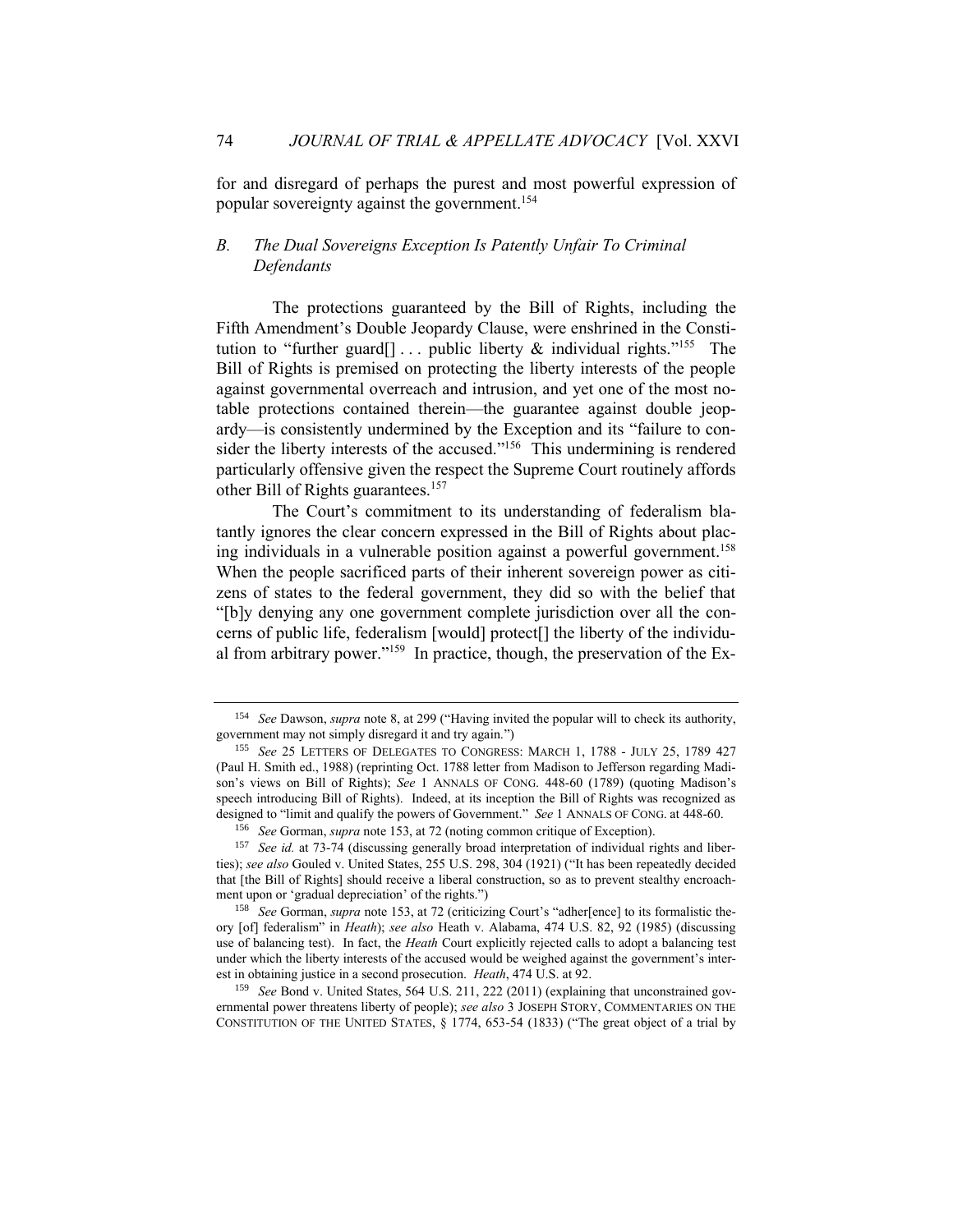for and disregard of perhaps the purest and most powerful expression of popular sovereignty against the government.[154]

### *B. The Dual Sovereigns Exception Is Patently Unfair To Criminal Defendants*

The protections guaranteed by the Bill of Rights, including the Fifth Amendment's Double Jeopardy Clause, were enshrined in the Constitution to "further guard[] . . . public liberty & individual rights."[155] The Bill of Rights is premised on protecting the liberty interests of the people against governmental overreach and intrusion, and yet one of the most notable protections contained therein—the guarantee against double jeopardy—is consistently undermined by the Exception and its "failure to consider the liberty interests of the accused."[156] This undermining is rendered particularly offensive given the respect the Supreme Court routinely affords other Bill of Rights guarantees.[157]

The Court's commitment to its understanding of federalism blatantly ignores the clear concern expressed in the Bill of Rights about placing individuals in a vulnerable position against a powerful government.[158] When the people sacrificed parts of their inherent sovereign power as citizens of states to the federal government, they did so with the belief that "[b]y denying any one government complete jurisdiction over all the concerns of public life, federalism [would] protect[] the liberty of the individual from arbitrary power."[159] In practice, though, the preservation of the Ex-

---

[154] *See* Dawson, *supra* note 8, at 299 ("Having invited the popular will to check its authority, government may not simply disregard it and try again.")

[155] *See* 25 LETTERS OF DELEGATES TO CONGRESS: MARCH 1, 1788 - JULY 25, 1789 427 (Paul H. Smith ed., 1988) (reprinting Oct. 1788 letter from Madison to Jefferson regarding Madison's views on Bill of Rights); *See* 1 ANNALS OF CONG. 448-60 (1789) (quoting Madison's speech introducing Bill of Rights). Indeed, at its inception the Bill of Rights was recognized as designed to "limit and qualify the powers of Government." *See* 1 ANNALS OF CONG. at 448-60.

[156] *See* Gorman, *supra* note 153, at 72 (noting common critique of Exception).

[157] *See id.* at 73-74 (discussing generally broad interpretation of individual rights and liberties); *see also* Gouled v. United States, 255 U.S. 298, 304 (1921) ("It has been repeatedly decided that [the Bill of Rights] should receive a liberal construction, so as to prevent stealthy encroachment upon or 'gradual depreciation' of the rights.")

[158] *See* Gorman, *supra* note 153, at 72 (criticizing Court's "adher[ence] to its formalistic theory [of] federalism" in *Heath*); *see also* Heath v. Alabama, 474 U.S. 82, 92 (1985) (discussing use of balancing test). In fact, the *Heath* Court explicitly rejected calls to adopt a balancing test under which the liberty interests of the accused would be weighed against the government's interest in obtaining justice in a second prosecution. *Heath*, 474 U.S. at 92.

[159] *See* Bond v. United States, 564 U.S. 211, 222 (2011) (explaining that unconstrained governmental power threatens liberty of people); *see also* 3 JOSEPH STORY, COMMENTARIES ON THE CONSTITUTION OF THE UNITED STATES, § 1774, 653-54 (1833) ("The great object of a trial by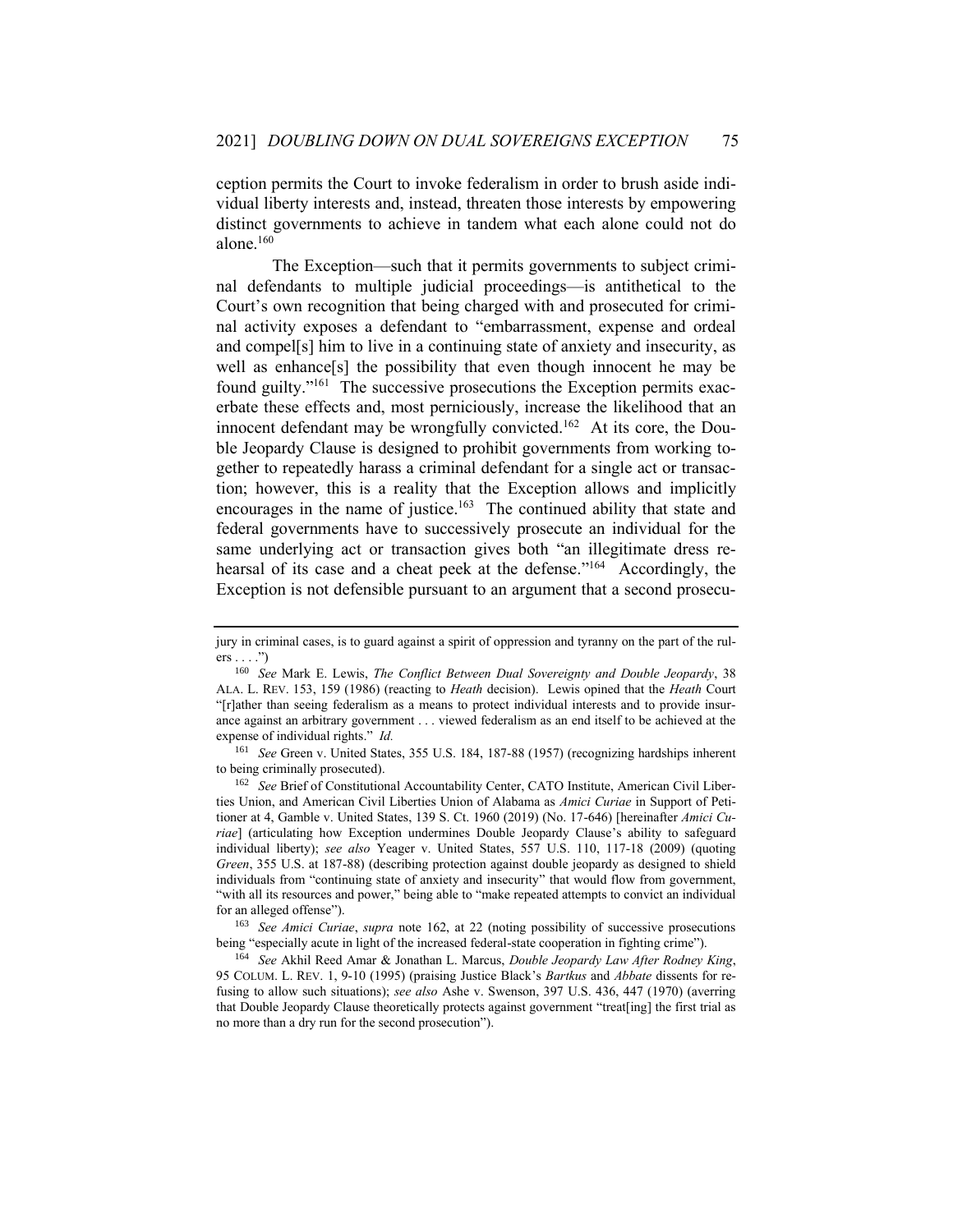ception permits the Court to invoke federalism in order to brush aside individual liberty interests and, instead, threaten those interests by empowering distinct governments to achieve in tandem what each alone could not do alone.[160]

The Exception—such that it permits governments to subject criminal defendants to multiple judicial proceedings—is antithetical to the Court's own recognition that being charged with and prosecuted for criminal activity exposes a defendant to "embarrassment, expense and ordeal and compel[s] him to live in a continuing state of anxiety and insecurity, as well as enhance[s] the possibility that even though innocent he may be found guilty."[161] The successive prosecutions the Exception permits exacerbate these effects and, most perniciously, increase the likelihood that an innocent defendant may be wrongfully convicted.[162] At its core, the Double Jeopardy Clause is designed to prohibit governments from working together to repeatedly harass a criminal defendant for a single act or transaction; however, this is a reality that the Exception allows and implicitly encourages in the name of justice.[163] The continued ability that state and federal governments have to successively prosecute an individual for the same underlying act or transaction gives both "an illegitimate dress rehearsal of its case and a cheat peek at the defense."[164] Accordingly, the Exception is not defensible pursuant to an argument that a second prosecu-

---

jury in criminal cases, is to guard against a spirit of oppression and tyranny on the part of the rulers . . . .")

[160] *See* Mark E. Lewis, *The Conflict Between Dual Sovereignty and Double Jeopardy*, 38 ALA. L. REV. 153, 159 (1986) (reacting to *Heath* decision). Lewis opined that the *Heath* Court "[r]ather than seeing federalism as a means to protect individual interests and to provide insurance against an arbitrary government . . . viewed federalism as an end itself to be achieved at the expense of individual rights." *Id.*

[161] *See* Green v. United States, 355 U.S. 184, 187-88 (1957) (recognizing hardships inherent to being criminally prosecuted).

[162] *See* Brief of Constitutional Accountability Center, CATO Institute, American Civil Liberties Union, and American Civil Liberties Union of Alabama as *Amici Curiae* in Support of Petitioner at 4, Gamble v. United States, 139 S. Ct. 1960 (2019) (No. 17-646) [hereinafter *Amici Curiae*] (articulating how Exception undermines Double Jeopardy Clause's ability to safeguard individual liberty); *see also* Yeager v. United States, 557 U.S. 110, 117-18 (2009) (quoting *Green*, 355 U.S. at 187-88) (describing protection against double jeopardy as designed to shield individuals from "continuing state of anxiety and insecurity" that would flow from government, "with all its resources and power," being able to "make repeated attempts to convict an individual for an alleged offense").

[163] *See Amici Curiae*, *supra* note 162, at 22 (noting possibility of successive prosecutions being "especially acute in light of the increased federal-state cooperation in fighting crime").

[164] *See* Akhil Reed Amar & Jonathan L. Marcus, *Double Jeopardy Law After Rodney King*, 95 COLUM. L. REV. 1, 9-10 (1995) (praising Justice Black's *Bartkus* and *Abbate* dissents for refusing to allow such situations); *see also* Ashe v. Swenson, 397 U.S. 436, 447 (1970) (averring that Double Jeopardy Clause theoretically protects against government "treat[ing] the first trial as no more than a dry run for the second prosecution").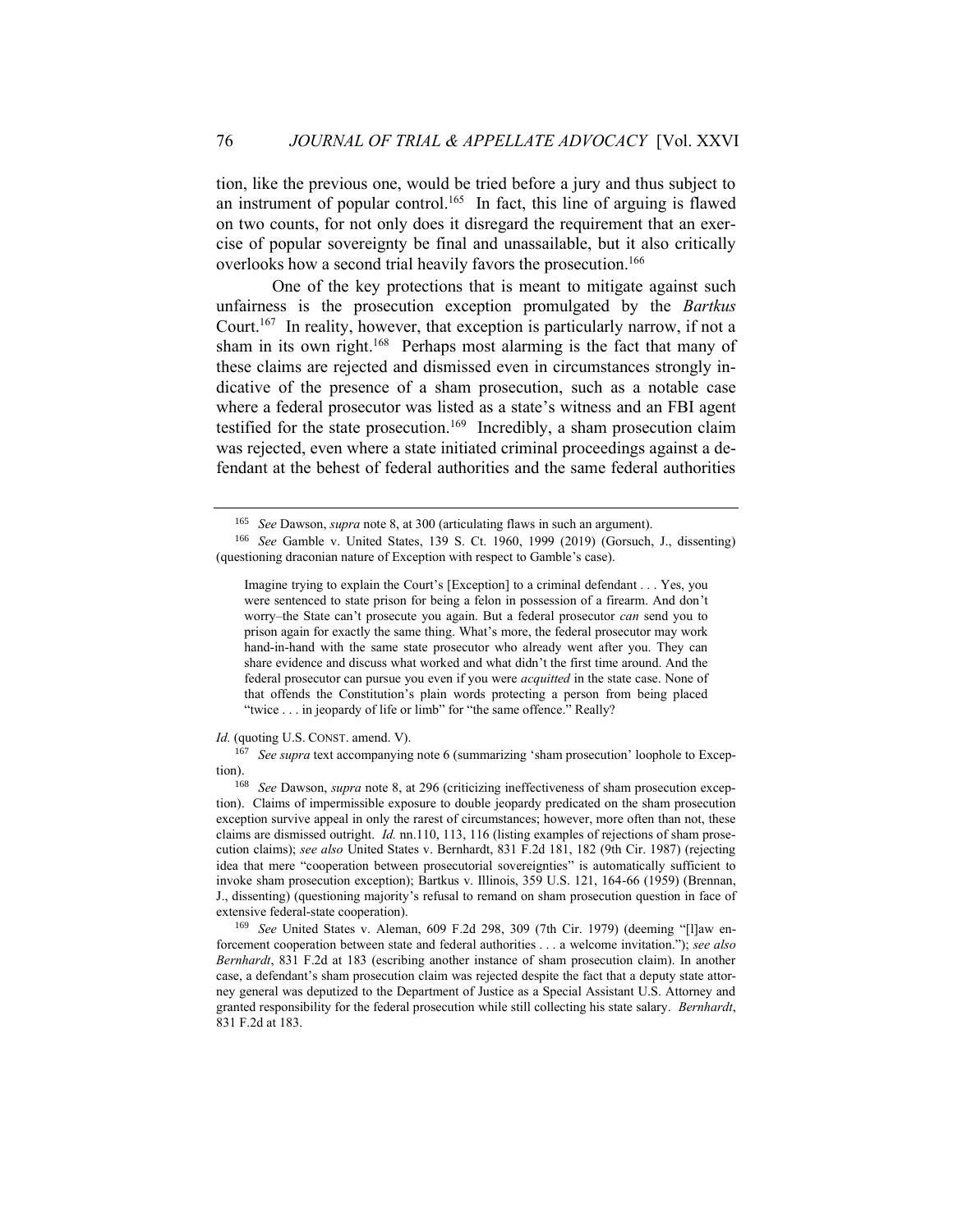tion, like the previous one, would be tried before a jury and thus subject to an instrument of popular control.[165] In fact, this line of arguing is flawed on two counts, for not only does it disregard the requirement that an exercise of popular sovereignty be final and unassailable, but it also critically overlooks how a second trial heavily favors the prosecution.[166]

One of the key protections that is meant to mitigate against such unfairness is the prosecution exception promulgated by the *Bartkus* Court.[167] In reality, however, that exception is particularly narrow, if not a sham in its own right.[168] Perhaps most alarming is the fact that many of these claims are rejected and dismissed even in circumstances strongly indicative of the presence of a sham prosecution, such as a notable case where a federal prosecutor was listed as a state's witness and an FBI agent testified for the state prosecution.[169] Incredibly, a sham prosecution claim was rejected, even where a state initiated criminal proceedings against a defendant at the behest of federal authorities and the same federal authorities

---

[165] *See* Dawson, *supra* note 8, at 300 (articulating flaws in such an argument).

[166] *See* Gamble v. United States, 139 S. Ct. 1960, 1999 (2019) (Gorsuch, J., dissenting) (questioning draconian nature of Exception with respect to Gamble's case).

> Imagine trying to explain the Court's [Exception] to a criminal defendant . . . Yes, you were sentenced to state prison for being a felon in possession of a firearm. And don't worry–the State can't prosecute you again. But a federal prosecutor *can* send you to prison again for exactly the same thing. What's more, the federal prosecutor may work hand-in-hand with the same state prosecutor who already went after you. They can share evidence and discuss what worked and what didn't the first time around. And the federal prosecutor can pursue you even if you were *acquitted* in the state case. None of that offends the Constitution's plain words protecting a person from being placed "twice . . . in jeopardy of life or limb" for "the same offence." Really?

*Id.* (quoting U.S. CONST. amend. V).

[167] *See supra* text accompanying note 6 (summarizing 'sham prosecution' loophole to Exception).

[168] *See* Dawson, *supra* note 8, at 296 (criticizing ineffectiveness of sham prosecution exception). Claims of impermissible exposure to double jeopardy predicated on the sham prosecution exception survive appeal in only the rarest of circumstances; however, more often than not, these claims are dismissed outright. *Id.* nn.110, 113, 116 (listing examples of rejections of sham prosecution claims); *see also* United States v. Bernhardt, 831 F.2d 181, 182 (9th Cir. 1987) (rejecting idea that mere "cooperation between prosecutorial sovereignties" is automatically sufficient to invoke sham prosecution exception); Bartkus v. Illinois, 359 U.S. 121, 164-66 (1959) (Brennan, J., dissenting) (questioning majority's refusal to remand on sham prosecution question in face of extensive federal-state cooperation).

[169] *See* United States v. Aleman, 609 F.2d 298, 309 (7th Cir. 1979) (deeming "[l]aw enforcement cooperation between state and federal authorities . . . a welcome invitation."); *see also* *Bernhardt*, 831 F.2d at 183 (escribing another instance of sham prosecution claim). In another case, a defendant's sham prosecution claim was rejected despite the fact that a deputy state attorney general was deputized to the Department of Justice as a Special Assistant U.S. Attorney and granted responsibility for the federal prosecution while still collecting his state salary. *Bernhardt*, 831 F.2d at 183.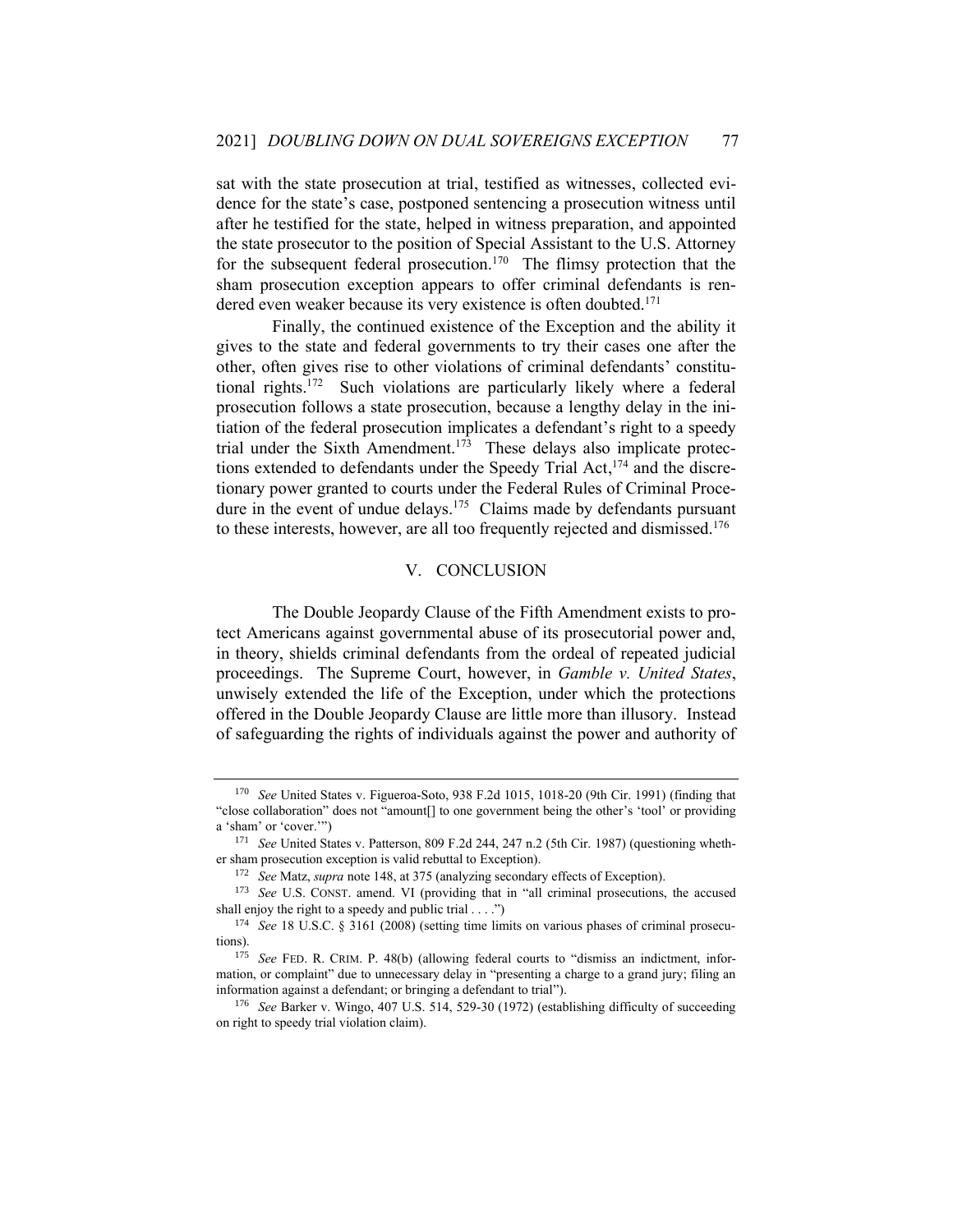sat with the state prosecution at trial, testified as witnesses, collected evidence for the state's case, postponed sentencing a prosecution witness until after he testified for the state, helped in witness preparation, and appointed the state prosecutor to the position of Special Assistant to the U.S. Attorney for the subsequent federal prosecution.[170] The flimsy protection that the sham prosecution exception appears to offer criminal defendants is rendered even weaker because its very existence is often doubted.[171]

Finally, the continued existence of the Exception and the ability it gives to the state and federal governments to try their cases one after the other, often gives rise to other violations of criminal defendants' constitutional rights.[172] Such violations are particularly likely where a federal prosecution follows a state prosecution, because a lengthy delay in the initiation of the federal prosecution implicates a defendant's right to a speedy trial under the Sixth Amendment.[173] These delays also implicate protections extended to defendants under the Speedy Trial Act,[174] and the discretionary power granted to courts under the Federal Rules of Criminal Procedure in the event of undue delays.[175] Claims made by defendants pursuant to these interests, however, are all too frequently rejected and dismissed.[176]

## V. CONCLUSION

The Double Jeopardy Clause of the Fifth Amendment exists to protect Americans against governmental abuse of its prosecutorial power and, in theory, shields criminal defendants from the ordeal of repeated judicial proceedings. The Supreme Court, however, in *Gamble v. United States*, unwisely extended the life of the Exception, under which the protections offered in the Double Jeopardy Clause are little more than illusory. Instead of safeguarding the rights of individuals against the power and authority of

---

[170] *See* United States v. Figueroa-Soto, 938 F.2d 1015, 1018-20 (9th Cir. 1991) (finding that "close collaboration" does not "amount[] to one government being the other's 'tool' or providing a 'sham' or 'cover.'")

[171] *See* United States v. Patterson, 809 F.2d 244, 247 n.2 (5th Cir. 1987) (questioning whether sham prosecution exception is valid rebuttal to Exception).

[172] *See* Matz, *supra* note 148, at 375 (analyzing secondary effects of Exception).

[173] *See* U.S. CONST. amend. VI (providing that in "all criminal prosecutions, the accused shall enjoy the right to a speedy and public trial . . . .")

[174] *See* 18 U.S.C. § 3161 (2008) (setting time limits on various phases of criminal prosecutions).

[175] *See* FED. R. CRIM. P. 48(b) (allowing federal courts to "dismiss an indictment, information, or complaint" due to unnecessary delay in "presenting a charge to a grand jury; filing an information against a defendant; or bringing a defendant to trial").

[176] *See* Barker v. Wingo, 407 U.S. 514, 529-30 (1972) (establishing difficulty of succeeding on right to speedy trial violation claim).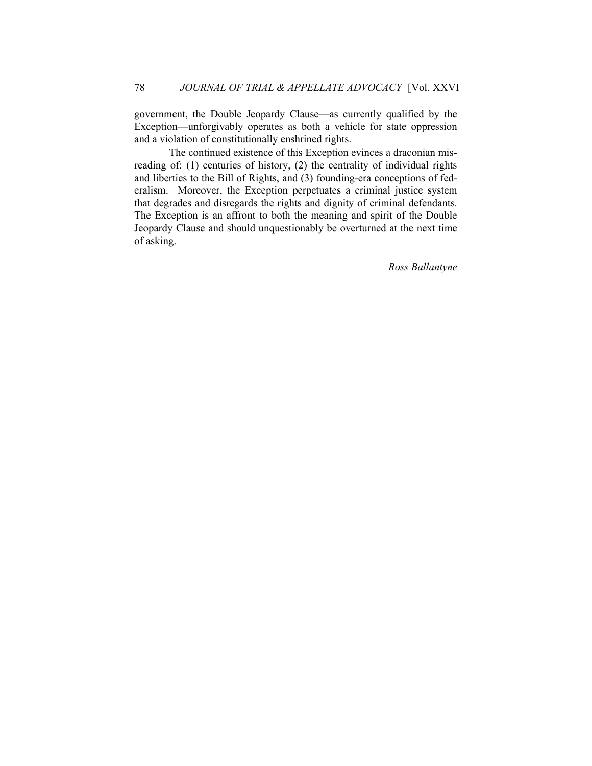government, the Double Jeopardy Clause—as currently qualified by the Exception—unforgivably operates as both a vehicle for state oppression and a violation of constitutionally enshrined rights.

The continued existence of this Exception evinces a draconian misreading of: (1) centuries of history, (2) the centrality of individual rights and liberties to the Bill of Rights, and (3) founding-era conceptions of federalism. Moreover, the Exception perpetuates a criminal justice system that degrades and disregards the rights and dignity of criminal defendants. The Exception is an affront to both the meaning and spirit of the Double Jeopardy Clause and should unquestionably be overturned at the next time of asking.

*Ross Ballantyne*